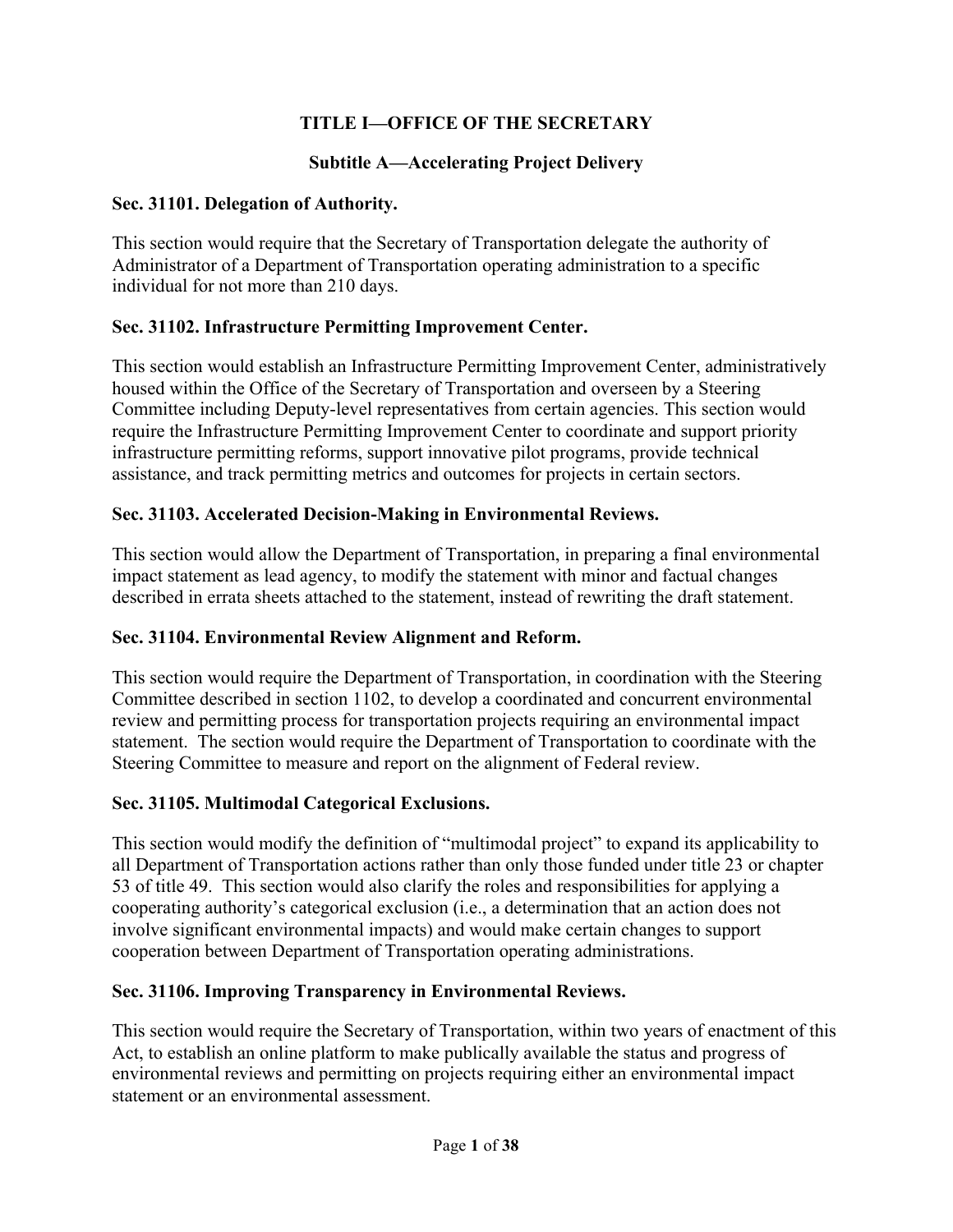# TITLE I—OFFICE OF THE SECRETARY

## Subtitle A—Accelerating Project Delivery

### Sec. 31101. Delegation of Authority.

This section would require that the Secretary of Transportation delegate the authority of Administrator of a Department of Transportation operating administration to a specific individual for not more than 210 days.

### Sec. 31102. Infrastructure Permitting Improvement Center.

This section would establish an Infrastructure Permitting Improvement Center, administratively housed within the Office of the Secretary of Transportation and overseen by a Steering Committee including Deputy-level representatives from certain agencies. This section would require the Infrastructure Permitting Improvement Center to coordinate and support priority infrastructure permitting reforms, support innovative pilot programs, provide technical assistance, and track permitting metrics and outcomes for projects in certain sectors.

### Sec. 31103. Accelerated Decision-Making in Environmental Reviews.

This section would allow the Department of Transportation, in preparing a final environmental impact statement as lead agency, to modify the statement with minor and factual changes described in errata sheets attached to the statement, instead of rewriting the draft statement.

### Sec. 31104. Environmental Review Alignment and Reform.

This section would require the Department of Transportation, in coordination with the Steering Committee described in section 1102, to develop a coordinated and concurrent environmental review and permitting process for transportation projects requiring an environmental impact statement. The section would require the Department of Transportation to coordinate with the Steering Committee to measure and report on the alignment of Federal review.

### Sec. 31105. Multimodal Categorical Exclusions.

This section would modify the definition of "multimodal project" to expand its applicability to all Department of Transportation actions rather than only those funded under title 23 or chapter 53 of title 49. This section would also clarify the roles and responsibilities for applying a cooperating authority's categorical exclusion (i.e., a determination that an action does not involve significant environmental impacts) and would make certain changes to support cooperation between Department of Transportation operating administrations.

### Sec. 31106. Improving Transparency in Environmental Reviews.

This section would require the Secretary of Transportation, within two years of enactment of this Act, to establish an online platform to make publically available the status and progress of environmental reviews and permitting on projects requiring either an environmental impact statement or an environmental assessment.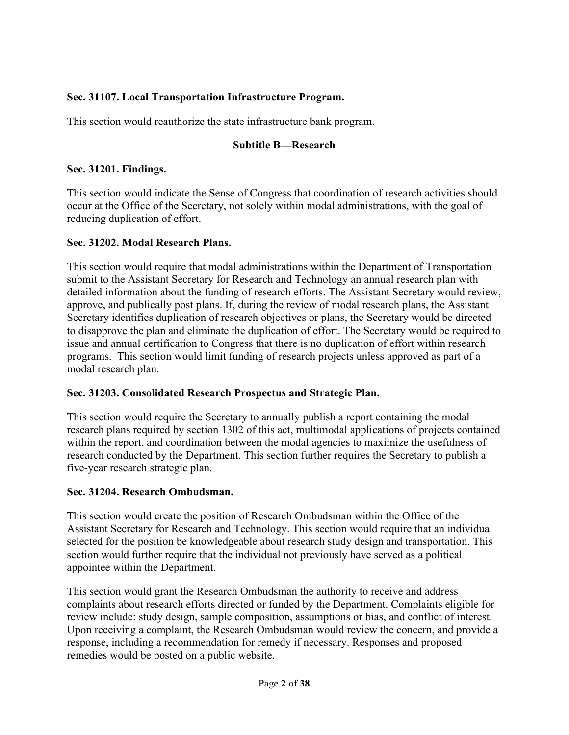**Sec. 31107. Local Transportation Infrastructure Program.**

This section would reauthorize the state infrastructure bank program.

## Subtitle B—Research

**Sec. 31201. Findings.**

This section would indicate the Sense of Congress that coordination of research activities should occur at the Office of the Secretary, not solely within modal administrations, with the goal of reducing duplication of effort.

**Sec. 31202. Modal Research Plans.**

This section would require that modal administrations within the Department of Transportation submit to the Assistant Secretary for Research and Technology an annual research plan with detailed information about the funding of research efforts. The Assistant Secretary would review, approve, and publically post plans. If, during the review of modal research plans, the Assistant Secretary identifies duplication of research objectives or plans, the Secretary would be directed to disapprove the plan and eliminate the duplication of effort. The Secretary would be required to issue and annual certification to Congress that there is no duplication of effort within research programs. This section would limit funding of research projects unless approved as part of a modal research plan.

**Sec. 31203. Consolidated Research Prospectus and Strategic Plan.**

This section would require the Secretary to annually publish a report containing the modal research plans required by section 1302 of this act, multimodal applications of projects contained within the report, and coordination between the modal agencies to maximize the usefulness of research conducted by the Department. This section further requires the Secretary to publish a five-year research strategic plan.

**Sec. 31204. Research Ombudsman.**

This section would create the position of Research Ombudsman within the Office of the Assistant Secretary for Research and Technology. This section would require that an individual selected for the position be knowledgeable about research study design and transportation. This section would further require that the individual not previously have served as a political appointee within the Department.

This section would grant the Research Ombudsman the authority to receive and address complaints about research efforts directed or funded by the Department. Complaints eligible for review include: study design, sample composition, assumptions or bias, and conflict of interest. Upon receiving a complaint, the Research Ombudsman would review the concern, and provide a response, including a recommendation for remedy if necessary. Responses and proposed remedies would be posted on a public website.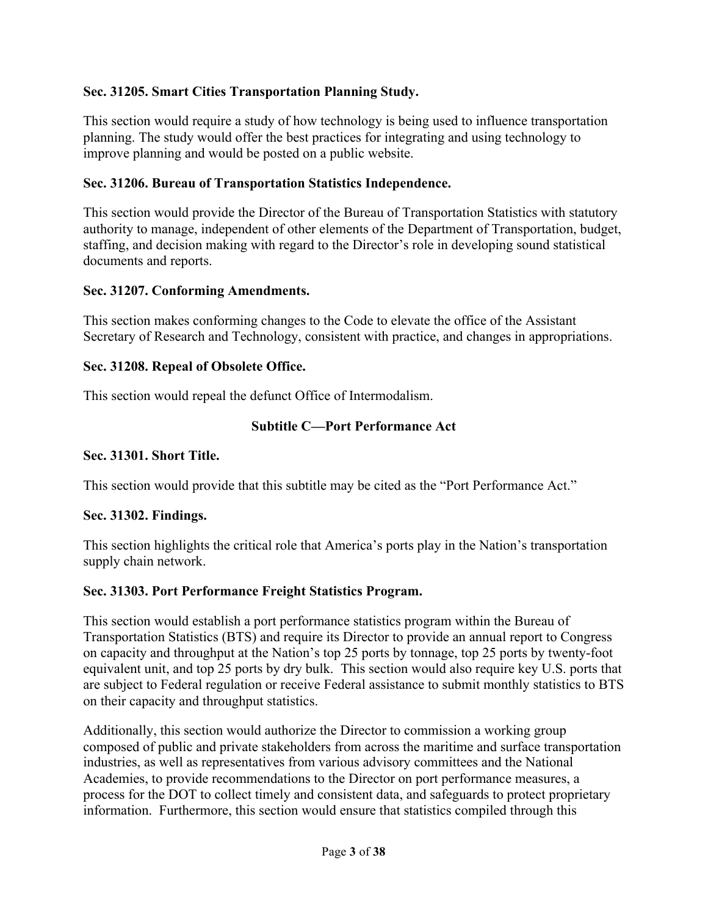**Sec. 31205. Smart Cities Transportation Planning Study.**

This section would require a study of how technology is being used to influence transportation planning. The study would offer the best practices for integrating and using technology to improve planning and would be posted on a public website.

**Sec. 31206. Bureau of Transportation Statistics Independence.**

This section would provide the Director of the Bureau of Transportation Statistics with statutory authority to manage, independent of other elements of the Department of Transportation, budget, staffing, and decision making with regard to the Director's role in developing sound statistical documents and reports.

**Sec. 31207. Conforming Amendments.**

This section makes conforming changes to the Code to elevate the office of the Assistant Secretary of Research and Technology, consistent with practice, and changes in appropriations.

**Sec. 31208. Repeal of Obsolete Office.**

This section would repeal the defunct Office of Intermodalism.

## Subtitle C—Port Performance Act

**Sec. 31301. Short Title.**

This section would provide that this subtitle may be cited as the "Port Performance Act."

**Sec. 31302. Findings.**

This section highlights the critical role that America's ports play in the Nation's transportation supply chain network.

**Sec. 31303. Port Performance Freight Statistics Program.**

This section would establish a port performance statistics program within the Bureau of Transportation Statistics (BTS) and require its Director to provide an annual report to Congress on capacity and throughput at the Nation's top 25 ports by tonnage, top 25 ports by twenty-foot equivalent unit, and top 25 ports by dry bulk. This section would also require key U.S. ports that are subject to Federal regulation or receive Federal assistance to submit monthly statistics to BTS on their capacity and throughput statistics.

Additionally, this section would authorize the Director to commission a working group composed of public and private stakeholders from across the maritime and surface transportation industries, as well as representatives from various advisory committees and the National Academies, to provide recommendations to the Director on port performance measures, a process for the DOT to collect timely and consistent data, and safeguards to protect proprietary information. Furthermore, this section would ensure that statistics compiled through this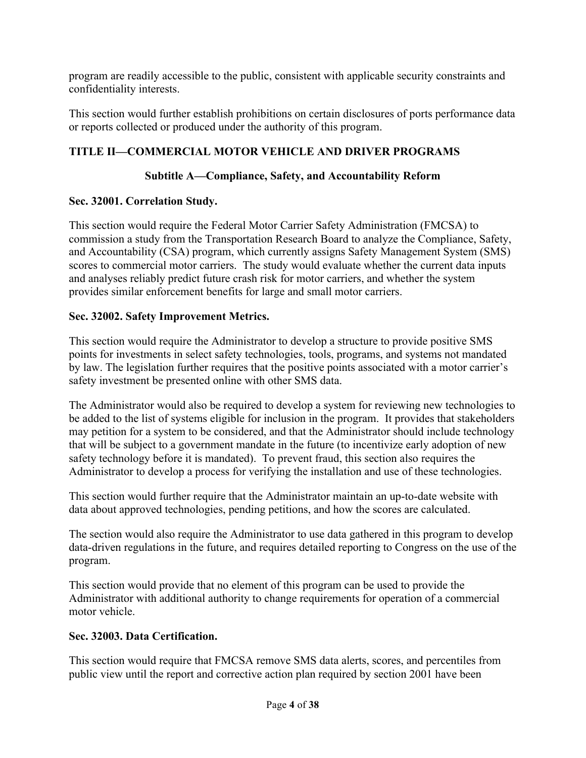program are readily accessible to the public, consistent with applicable security constraints and confidentiality interests.

This section would further establish prohibitions on certain disclosures of ports performance data or reports collected or produced under the authority of this program.

## TITLE II—COMMERCIAL MOTOR VEHICLE AND DRIVER PROGRAMS

### Subtitle A—Compliance, Safety, and Accountability Reform

**Sec. 32001. Correlation Study.**

This section would require the Federal Motor Carrier Safety Administration (FMCSA) to commission a study from the Transportation Research Board to analyze the Compliance, Safety, and Accountability (CSA) program, which currently assigns Safety Management System (SMS) scores to commercial motor carriers. The study would evaluate whether the current data inputs and analyses reliably predict future crash risk for motor carriers, and whether the system provides similar enforcement benefits for large and small motor carriers.

**Sec. 32002. Safety Improvement Metrics.**

This section would require the Administrator to develop a structure to provide positive SMS points for investments in select safety technologies, tools, programs, and systems not mandated by law. The legislation further requires that the positive points associated with a motor carrier's safety investment be presented online with other SMS data.

The Administrator would also be required to develop a system for reviewing new technologies to be added to the list of systems eligible for inclusion in the program. It provides that stakeholders may petition for a system to be considered, and that the Administrator should include technology that will be subject to a government mandate in the future (to incentivize early adoption of new safety technology before it is mandated). To prevent fraud, this section also requires the Administrator to develop a process for verifying the installation and use of these technologies.

This section would further require that the Administrator maintain an up-to-date website with data about approved technologies, pending petitions, and how the scores are calculated.

The section would also require the Administrator to use data gathered in this program to develop data-driven regulations in the future, and requires detailed reporting to Congress on the use of the program.

This section would provide that no element of this program can be used to provide the Administrator with additional authority to change requirements for operation of a commercial motor vehicle.

**Sec. 32003. Data Certification.**

This section would require that FMCSA remove SMS data alerts, scores, and percentiles from public view until the report and corrective action plan required by section 2001 have been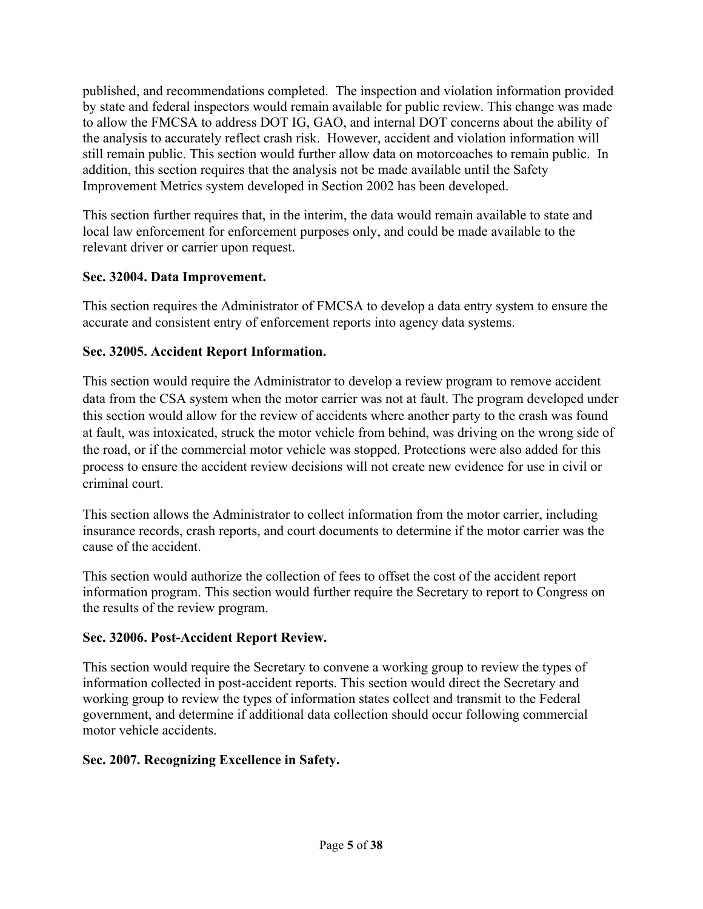published, and recommendations completed. The inspection and violation information provided by state and federal inspectors would remain available for public review. This change was made to allow the FMCSA to address DOT IG, GAO, and internal DOT concerns about the ability of the analysis to accurately reflect crash risk. However, accident and violation information will still remain public. This section would further allow data on motorcoaches to remain public. In addition, this section requires that the analysis not be made available until the Safety Improvement Metrics system developed in Section 2002 has been developed.

This section further requires that, in the interim, the data would remain available to state and local law enforcement for enforcement purposes only, and could be made available to the relevant driver or carrier upon request.

**Sec. 32004. Data Improvement.**

This section requires the Administrator of FMCSA to develop a data entry system to ensure the accurate and consistent entry of enforcement reports into agency data systems.

**Sec. 32005. Accident Report Information.**

This section would require the Administrator to develop a review program to remove accident data from the CSA system when the motor carrier was not at fault. The program developed under this section would allow for the review of accidents where another party to the crash was found at fault, was intoxicated, struck the motor vehicle from behind, was driving on the wrong side of the road, or if the commercial motor vehicle was stopped. Protections were also added for this process to ensure the accident review decisions will not create new evidence for use in civil or criminal court.

This section allows the Administrator to collect information from the motor carrier, including insurance records, crash reports, and court documents to determine if the motor carrier was the cause of the accident.

This section would authorize the collection of fees to offset the cost of the accident report information program. This section would further require the Secretary to report to Congress on the results of the review program.

**Sec. 32006. Post-Accident Report Review.**

This section would require the Secretary to convene a working group to review the types of information collected in post-accident reports. This section would direct the Secretary and working group to review the types of information states collect and transmit to the Federal government, and determine if additional data collection should occur following commercial motor vehicle accidents.

**Sec. 2007. Recognizing Excellence in Safety.**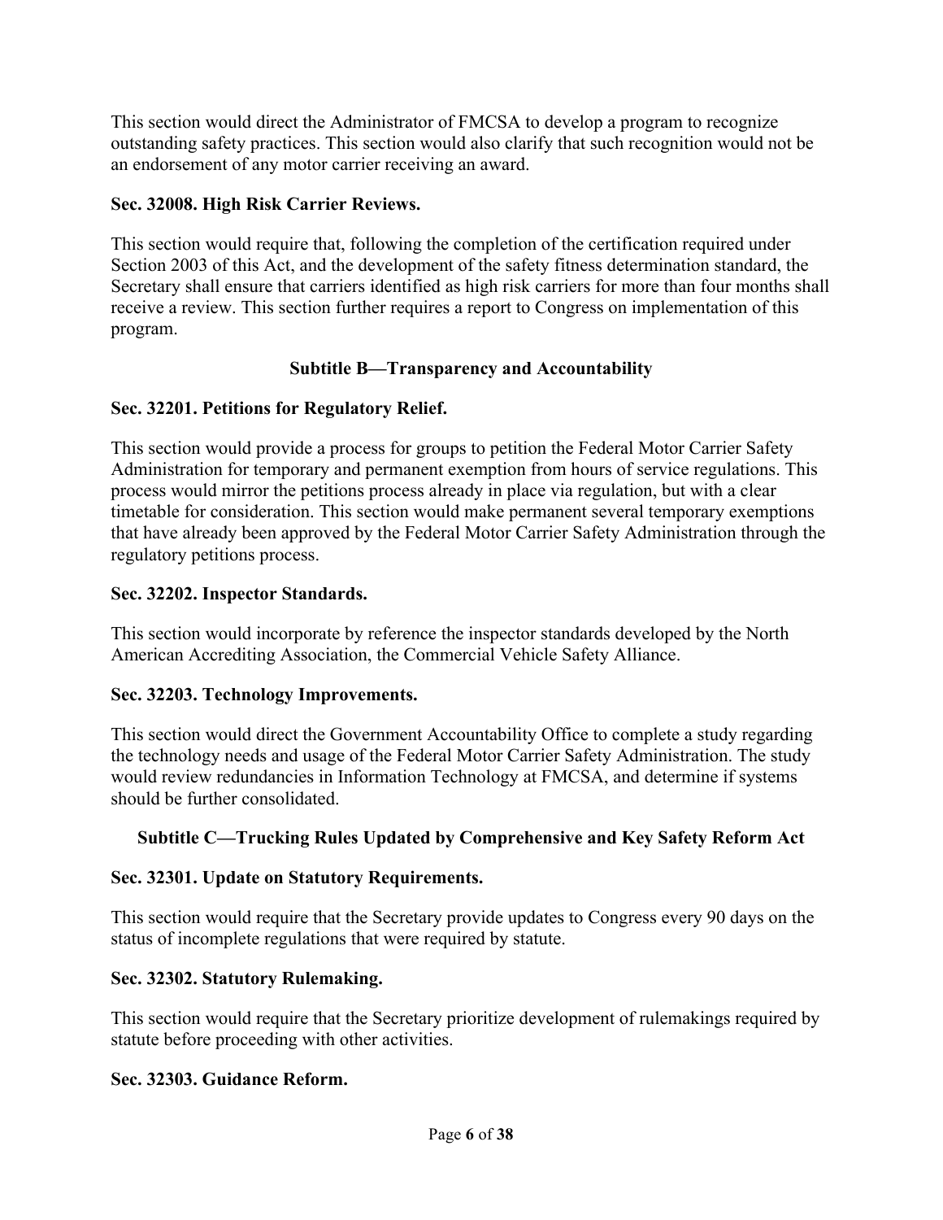This section would direct the Administrator of FMCSA to develop a program to recognize outstanding safety practices. This section would also clarify that such recognition would not be an endorsement of any motor carrier receiving an award.

**Sec. 32008. High Risk Carrier Reviews.**

This section would require that, following the completion of the certification required under Section 2003 of this Act, and the development of the safety fitness determination standard, the Secretary shall ensure that carriers identified as high risk carriers for more than four months shall receive a review. This section further requires a report to Congress on implementation of this program.

## Subtitle B—Transparency and Accountability

**Sec. 32201. Petitions for Regulatory Relief.**

This section would provide a process for groups to petition the Federal Motor Carrier Safety Administration for temporary and permanent exemption from hours of service regulations. This process would mirror the petitions process already in place via regulation, but with a clear timetable for consideration. This section would make permanent several temporary exemptions that have already been approved by the Federal Motor Carrier Safety Administration through the regulatory petitions process.

**Sec. 32202. Inspector Standards.**

This section would incorporate by reference the inspector standards developed by the North American Accrediting Association, the Commercial Vehicle Safety Alliance.

**Sec. 32203. Technology Improvements.**

This section would direct the Government Accountability Office to complete a study regarding the technology needs and usage of the Federal Motor Carrier Safety Administration. The study would review redundancies in Information Technology at FMCSA, and determine if systems should be further consolidated.

## Subtitle C—Trucking Rules Updated by Comprehensive and Key Safety Reform Act

**Sec. 32301. Update on Statutory Requirements.**

This section would require that the Secretary provide updates to Congress every 90 days on the status of incomplete regulations that were required by statute.

**Sec. 32302. Statutory Rulemaking.**

This section would require that the Secretary prioritize development of rulemakings required by statute before proceeding with other activities.

**Sec. 32303. Guidance Reform.**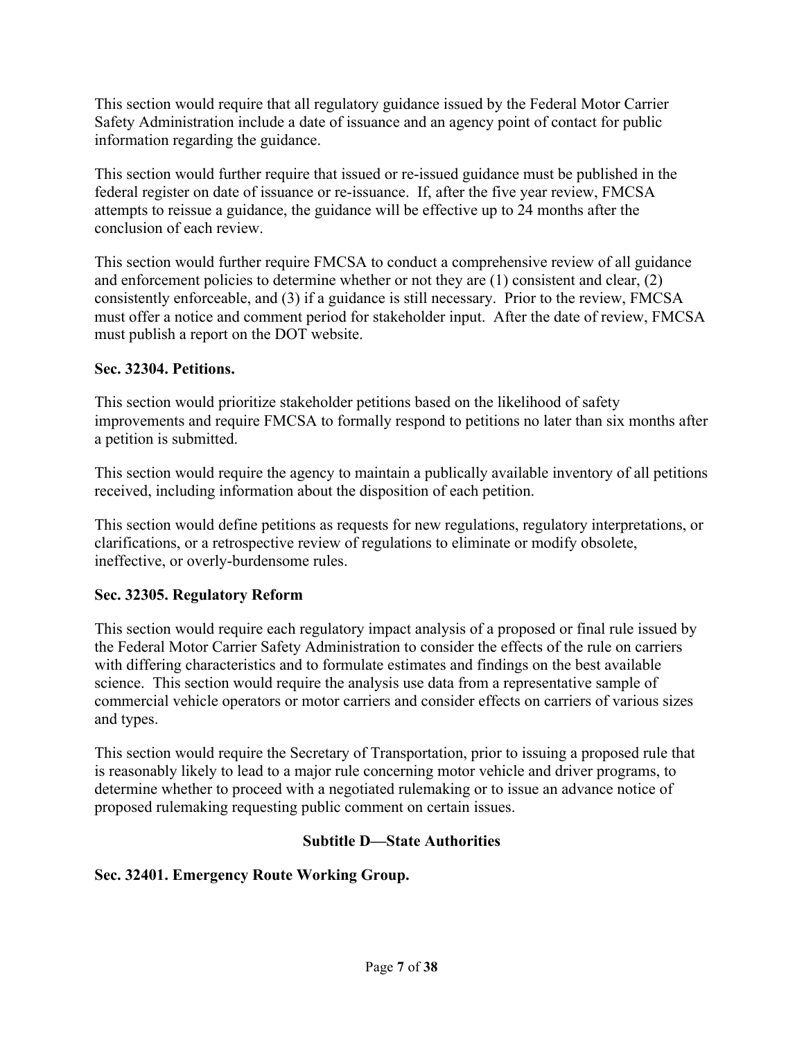This section would require that all regulatory guidance issued by the Federal Motor Carrier Safety Administration include a date of issuance and an agency point of contact for public information regarding the guidance.

This section would further require that issued or re-issued guidance must be published in the federal register on date of issuance or re-issuance. If, after the five year review, FMCSA attempts to reissue a guidance, the guidance will be effective up to 24 months after the conclusion of each review.

This section would further require FMCSA to conduct a comprehensive review of all guidance and enforcement policies to determine whether or not they are (1) consistent and clear, (2) consistently enforceable, and (3) if a guidance is still necessary. Prior to the review, FMCSA must offer a notice and comment period for stakeholder input. After the date of review, FMCSA must publish a report on the DOT website.

**Sec. 32304. Petitions.**

This section would prioritize stakeholder petitions based on the likelihood of safety improvements and require FMCSA to formally respond to petitions no later than six months after a petition is submitted.

This section would require the agency to maintain a publically available inventory of all petitions received, including information about the disposition of each petition.

This section would define petitions as requests for new regulations, regulatory interpretations, or clarifications, or a retrospective review of regulations to eliminate or modify obsolete, ineffective, or overly-burdensome rules.

**Sec. 32305. Regulatory Reform**

This section would require each regulatory impact analysis of a proposed or final rule issued by the Federal Motor Carrier Safety Administration to consider the effects of the rule on carriers with differing characteristics and to formulate estimates and findings on the best available science. This section would require the analysis use data from a representative sample of commercial vehicle operators or motor carriers and consider effects on carriers of various sizes and types.

This section would require the Secretary of Transportation, prior to issuing a proposed rule that is reasonably likely to lead to a major rule concerning motor vehicle and driver programs, to determine whether to proceed with a negotiated rulemaking or to issue an advance notice of proposed rulemaking requesting public comment on certain issues.

**Subtitle D—State Authorities**

**Sec. 32401. Emergency Route Working Group.**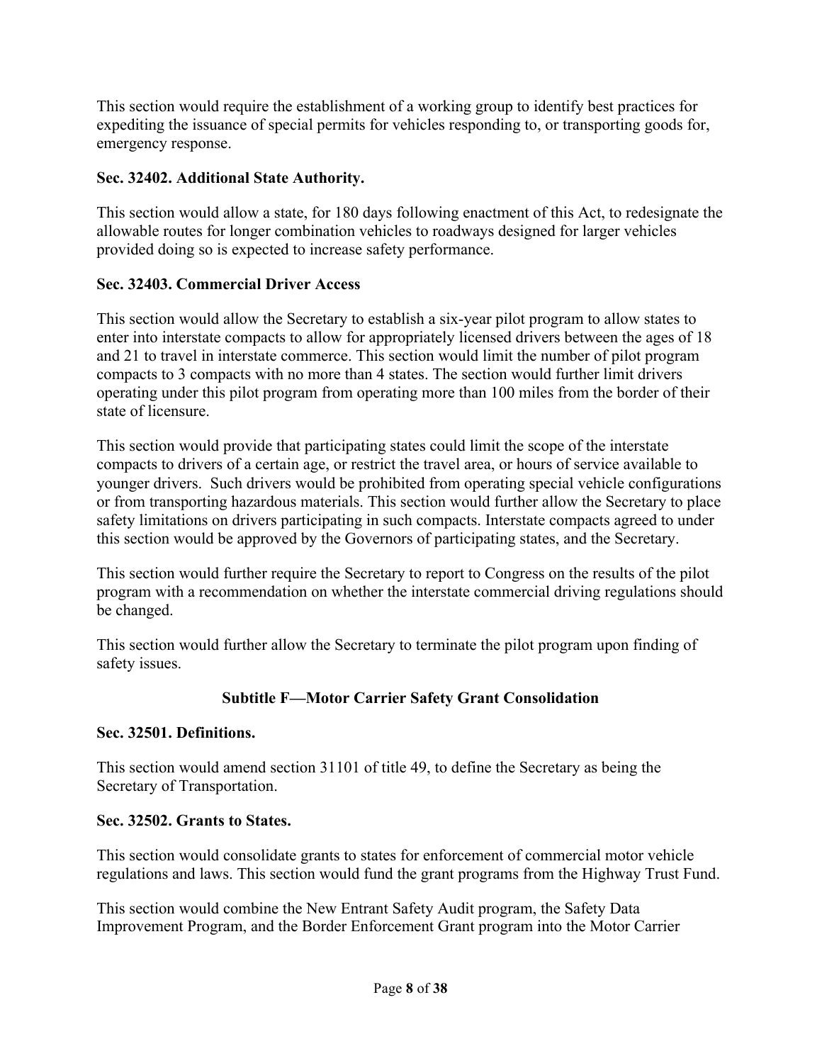This section would require the establishment of a working group to identify best practices for expediting the issuance of special permits for vehicles responding to, or transporting goods for, emergency response.

**Sec. 32402. Additional State Authority.**

This section would allow a state, for 180 days following enactment of this Act, to redesignate the allowable routes for longer combination vehicles to roadways designed for larger vehicles provided doing so is expected to increase safety performance.

**Sec. 32403. Commercial Driver Access**

This section would allow the Secretary to establish a six-year pilot program to allow states to enter into interstate compacts to allow for appropriately licensed drivers between the ages of 18 and 21 to travel in interstate commerce. This section would limit the number of pilot program compacts to 3 compacts with no more than 4 states. The section would further limit drivers operating under this pilot program from operating more than 100 miles from the border of their state of licensure.

This section would provide that participating states could limit the scope of the interstate compacts to drivers of a certain age, or restrict the travel area, or hours of service available to younger drivers. Such drivers would be prohibited from operating special vehicle configurations or from transporting hazardous materials. This section would further allow the Secretary to place safety limitations on drivers participating in such compacts. Interstate compacts agreed to under this section would be approved by the Governors of participating states, and the Secretary.

This section would further require the Secretary to report to Congress on the results of the pilot program with a recommendation on whether the interstate commercial driving regulations should be changed.

This section would further allow the Secretary to terminate the pilot program upon finding of safety issues.

## Subtitle F—Motor Carrier Safety Grant Consolidation

**Sec. 32501. Definitions.**

This section would amend section 31101 of title 49, to define the Secretary as being the Secretary of Transportation.

**Sec. 32502. Grants to States.**

This section would consolidate grants to states for enforcement of commercial motor vehicle regulations and laws. This section would fund the grant programs from the Highway Trust Fund.

This section would combine the New Entrant Safety Audit program, the Safety Data Improvement Program, and the Border Enforcement Grant program into the Motor Carrier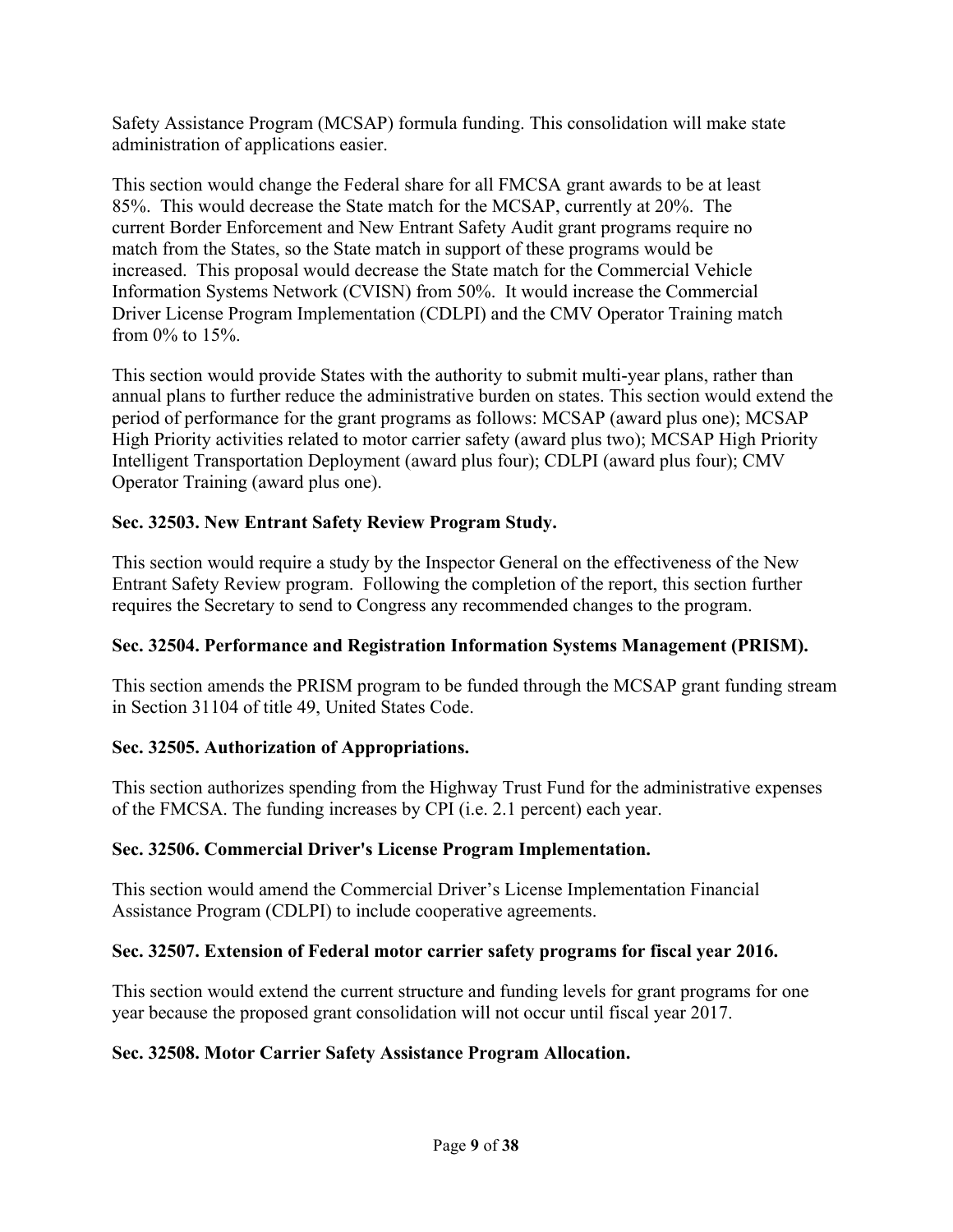Safety Assistance Program (MCSAP) formula funding. This consolidation will make state administration of applications easier.

This section would change the Federal share for all FMCSA grant awards to be at least 85%. This would decrease the State match for the MCSAP, currently at 20%. The current Border Enforcement and New Entrant Safety Audit grant programs require no match from the States, so the State match in support of these programs would be increased. This proposal would decrease the State match for the Commercial Vehicle Information Systems Network (CVISN) from 50%. It would increase the Commercial Driver License Program Implementation (CDLPI) and the CMV Operator Training match from 0% to 15%.

This section would provide States with the authority to submit multi-year plans, rather than annual plans to further reduce the administrative burden on states. This section would extend the period of performance for the grant programs as follows: MCSAP (award plus one); MCSAP High Priority activities related to motor carrier safety (award plus two); MCSAP High Priority Intelligent Transportation Deployment (award plus four); CDLPI (award plus four); CMV Operator Training (award plus one).

**Sec. 32503. New Entrant Safety Review Program Study.**

This section would require a study by the Inspector General on the effectiveness of the New Entrant Safety Review program. Following the completion of the report, this section further requires the Secretary to send to Congress any recommended changes to the program.

**Sec. 32504. Performance and Registration Information Systems Management (PRISM).**

This section amends the PRISM program to be funded through the MCSAP grant funding stream in Section 31104 of title 49, United States Code.

**Sec. 32505. Authorization of Appropriations.**

This section authorizes spending from the Highway Trust Fund for the administrative expenses of the FMCSA. The funding increases by CPI (i.e. 2.1 percent) each year.

**Sec. 32506. Commercial Driver's License Program Implementation.**

This section would amend the Commercial Driver's License Implementation Financial Assistance Program (CDLPI) to include cooperative agreements.

**Sec. 32507. Extension of Federal motor carrier safety programs for fiscal year 2016.**

This section would extend the current structure and funding levels for grant programs for one year because the proposed grant consolidation will not occur until fiscal year 2017.

**Sec. 32508. Motor Carrier Safety Assistance Program Allocation.**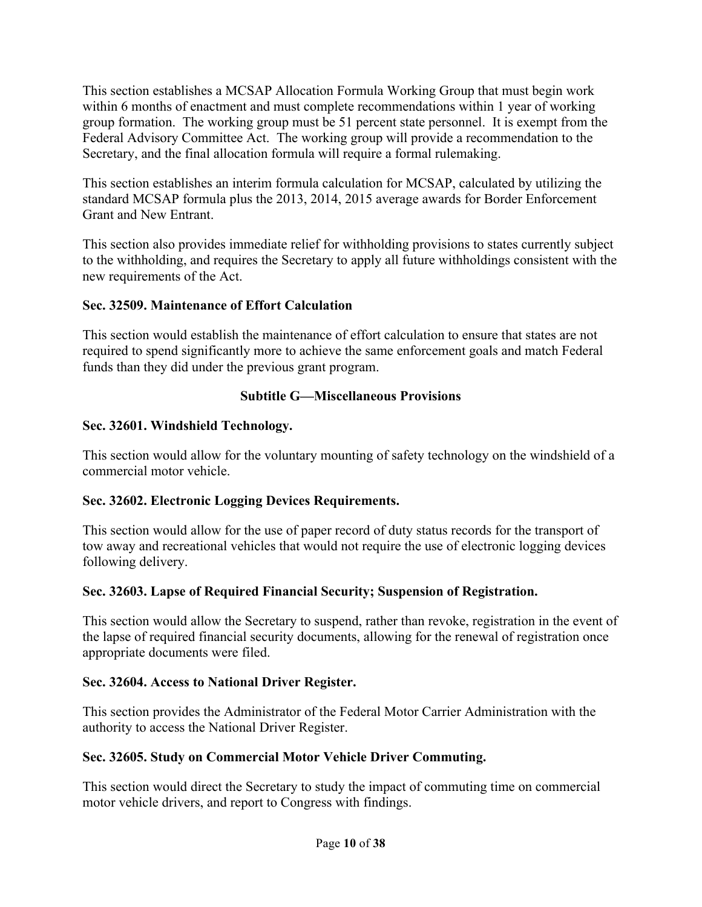This section establishes a MCSAP Allocation Formula Working Group that must begin work within 6 months of enactment and must complete recommendations within 1 year of working group formation. The working group must be 51 percent state personnel. It is exempt from the Federal Advisory Committee Act. The working group will provide a recommendation to the Secretary, and the final allocation formula will require a formal rulemaking.

This section establishes an interim formula calculation for MCSAP, calculated by utilizing the standard MCSAP formula plus the 2013, 2014, 2015 average awards for Border Enforcement Grant and New Entrant.

This section also provides immediate relief for withholding provisions to states currently subject to the withholding, and requires the Secretary to apply all future withholdings consistent with the new requirements of the Act.

**Sec. 32509. Maintenance of Effort Calculation**

This section would establish the maintenance of effort calculation to ensure that states are not required to spend significantly more to achieve the same enforcement goals and match Federal funds than they did under the previous grant program.

## Subtitle G—Miscellaneous Provisions

**Sec. 32601. Windshield Technology.**

This section would allow for the voluntary mounting of safety technology on the windshield of a commercial motor vehicle.

**Sec. 32602. Electronic Logging Devices Requirements.**

This section would allow for the use of paper record of duty status records for the transport of tow away and recreational vehicles that would not require the use of electronic logging devices following delivery.

**Sec. 32603. Lapse of Required Financial Security; Suspension of Registration.**

This section would allow the Secretary to suspend, rather than revoke, registration in the event of the lapse of required financial security documents, allowing for the renewal of registration once appropriate documents were filed.

**Sec. 32604. Access to National Driver Register.**

This section provides the Administrator of the Federal Motor Carrier Administration with the authority to access the National Driver Register.

**Sec. 32605. Study on Commercial Motor Vehicle Driver Commuting.**

This section would direct the Secretary to study the impact of commuting time on commercial motor vehicle drivers, and report to Congress with findings.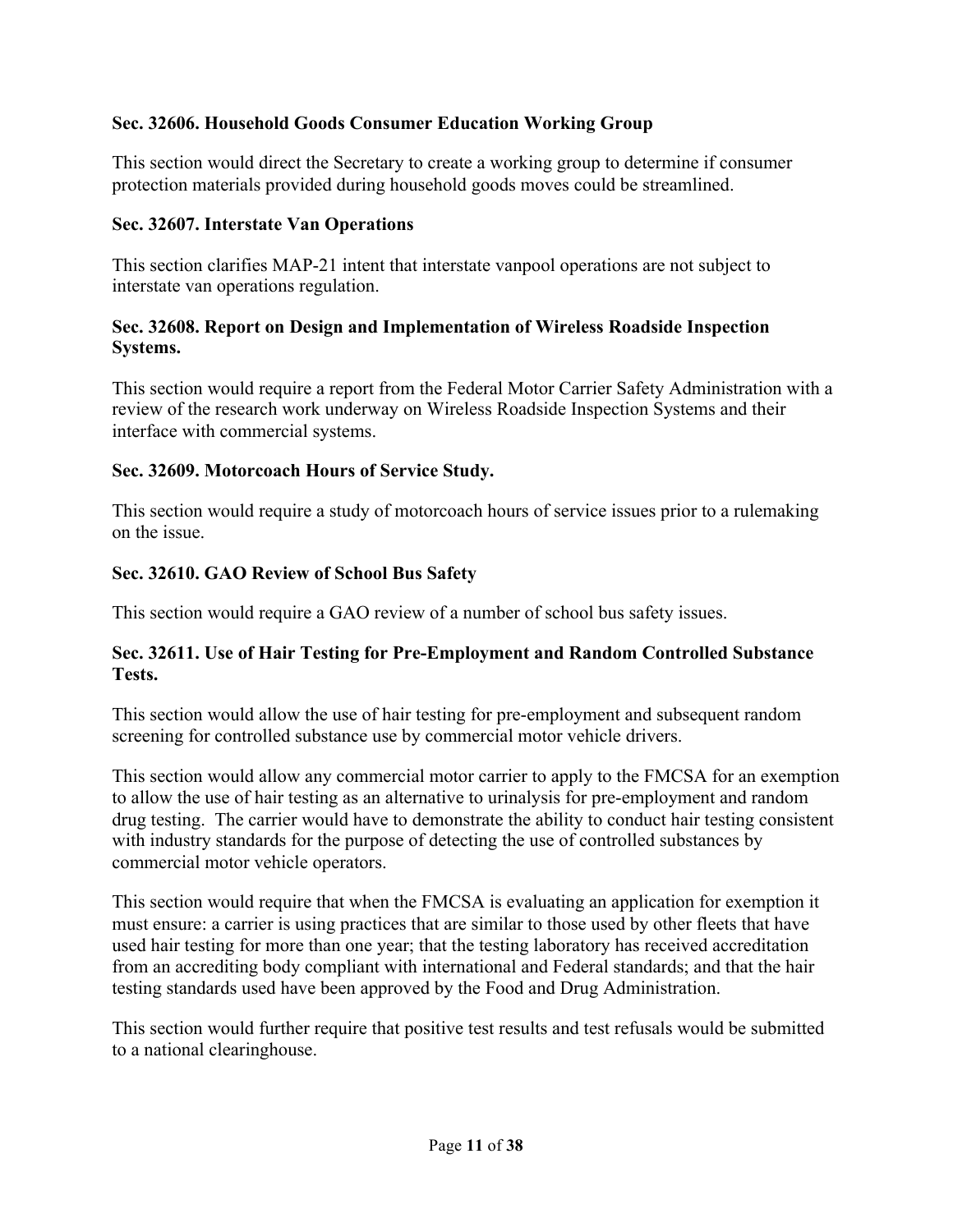**Sec. 32606. Household Goods Consumer Education Working Group**

This section would direct the Secretary to create a working group to determine if consumer protection materials provided during household goods moves could be streamlined.

**Sec. 32607. Interstate Van Operations**

This section clarifies MAP-21 intent that interstate vanpool operations are not subject to interstate van operations regulation.

**Sec. 32608. Report on Design and Implementation of Wireless Roadside Inspection Systems.**

This section would require a report from the Federal Motor Carrier Safety Administration with a review of the research work underway on Wireless Roadside Inspection Systems and their interface with commercial systems.

**Sec. 32609. Motorcoach Hours of Service Study.**

This section would require a study of motorcoach hours of service issues prior to a rulemaking on the issue.

**Sec. 32610. GAO Review of School Bus Safety**

This section would require a GAO review of a number of school bus safety issues.

**Sec. 32611. Use of Hair Testing for Pre-Employment and Random Controlled Substance Tests.**

This section would allow the use of hair testing for pre-employment and subsequent random screening for controlled substance use by commercial motor vehicle drivers.

This section would allow any commercial motor carrier to apply to the FMCSA for an exemption to allow the use of hair testing as an alternative to urinalysis for pre-employment and random drug testing. The carrier would have to demonstrate the ability to conduct hair testing consistent with industry standards for the purpose of detecting the use of controlled substances by commercial motor vehicle operators.

This section would require that when the FMCSA is evaluating an application for exemption it must ensure: a carrier is using practices that are similar to those used by other fleets that have used hair testing for more than one year; that the testing laboratory has received accreditation from an accrediting body compliant with international and Federal standards; and that the hair testing standards used have been approved by the Food and Drug Administration.

This section would further require that positive test results and test refusals would be submitted to a national clearinghouse.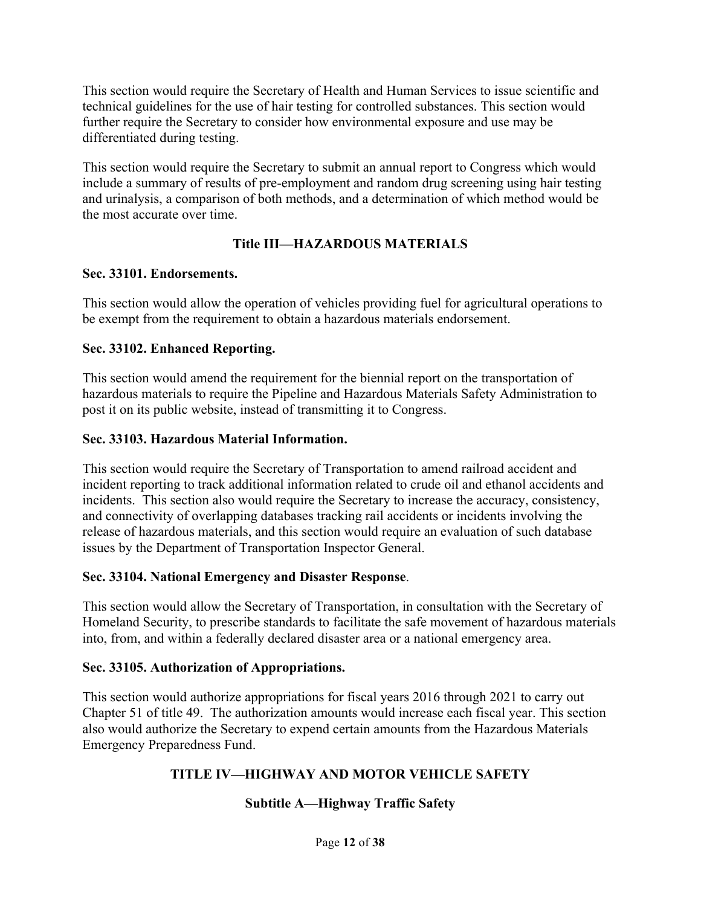This section would require the Secretary of Health and Human Services to issue scientific and technical guidelines for the use of hair testing for controlled substances. This section would further require the Secretary to consider how environmental exposure and use may be differentiated during testing.

This section would require the Secretary to submit an annual report to Congress which would include a summary of results of pre-employment and random drug screening using hair testing and urinalysis, a comparison of both methods, and a determination of which method would be the most accurate over time.

## Title III—HAZARDOUS MATERIALS

**Sec. 33101. Endorsements.**

This section would allow the operation of vehicles providing fuel for agricultural operations to be exempt from the requirement to obtain a hazardous materials endorsement.

**Sec. 33102. Enhanced Reporting.**

This section would amend the requirement for the biennial report on the transportation of hazardous materials to require the Pipeline and Hazardous Materials Safety Administration to post it on its public website, instead of transmitting it to Congress.

**Sec. 33103. Hazardous Material Information.**

This section would require the Secretary of Transportation to amend railroad accident and incident reporting to track additional information related to crude oil and ethanol accidents and incidents. This section also would require the Secretary to increase the accuracy, consistency, and connectivity of overlapping databases tracking rail accidents or incidents involving the release of hazardous materials, and this section would require an evaluation of such database issues by the Department of Transportation Inspector General.

**Sec. 33104. National Emergency and Disaster Response**.

This section would allow the Secretary of Transportation, in consultation with the Secretary of Homeland Security, to prescribe standards to facilitate the safe movement of hazardous materials into, from, and within a federally declared disaster area or a national emergency area.

**Sec. 33105. Authorization of Appropriations.**

This section would authorize appropriations for fiscal years 2016 through 2021 to carry out Chapter 51 of title 49. The authorization amounts would increase each fiscal year. This section also would authorize the Secretary to expend certain amounts from the Hazardous Materials Emergency Preparedness Fund.

## TITLE IV—HIGHWAY AND MOTOR VEHICLE SAFETY

### Subtitle A—Highway Traffic Safety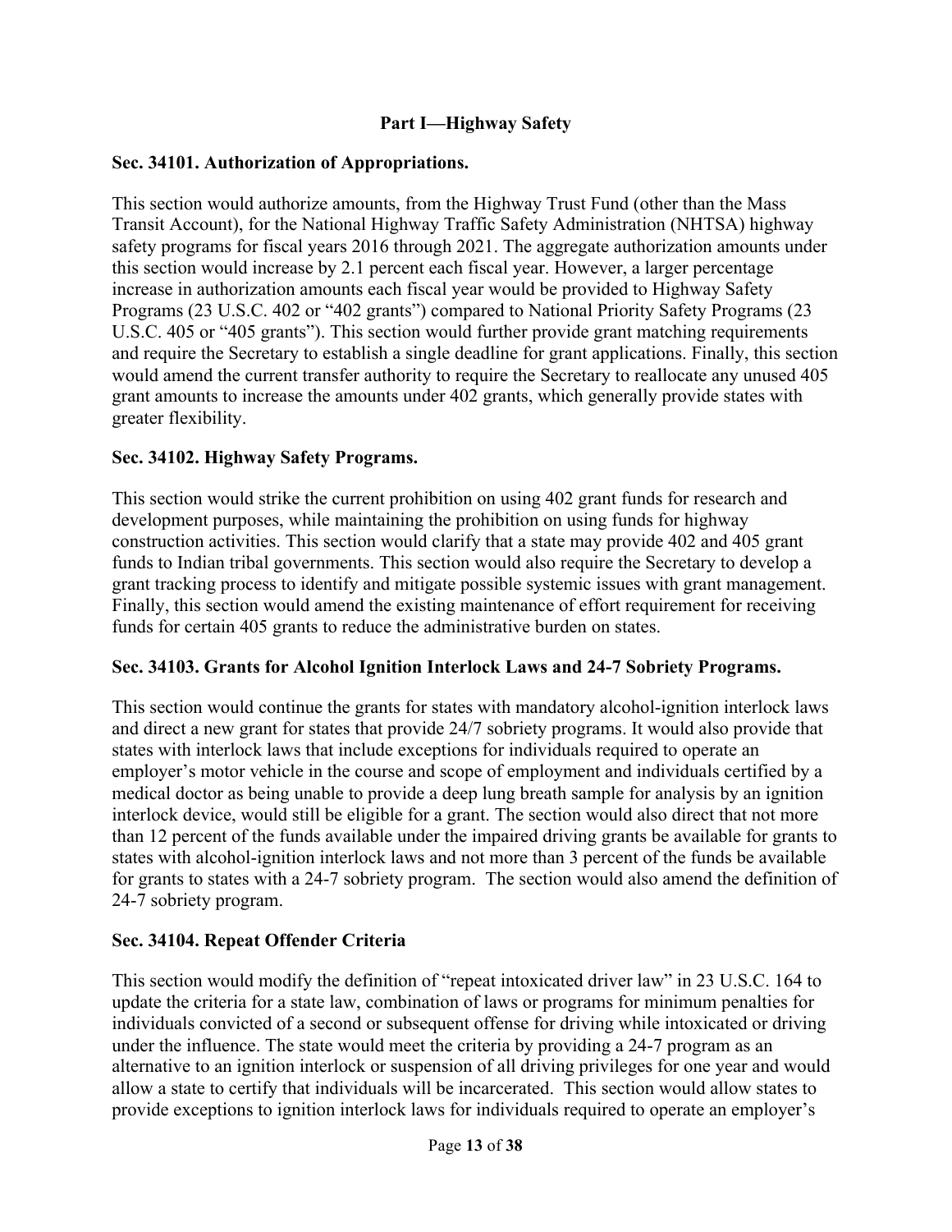## Part I—Highway Safety

### Sec. 34101. Authorization of Appropriations.

This section would authorize amounts, from the Highway Trust Fund (other than the Mass Transit Account), for the National Highway Traffic Safety Administration (NHTSA) highway safety programs for fiscal years 2016 through 2021. The aggregate authorization amounts under this section would increase by 2.1 percent each fiscal year. However, a larger percentage increase in authorization amounts each fiscal year would be provided to Highway Safety Programs (23 U.S.C. 402 or "402 grants") compared to National Priority Safety Programs (23 U.S.C. 405 or "405 grants"). This section would further provide grant matching requirements and require the Secretary to establish a single deadline for grant applications. Finally, this section would amend the current transfer authority to require the Secretary to reallocate any unused 405 grant amounts to increase the amounts under 402 grants, which generally provide states with greater flexibility.

### Sec. 34102. Highway Safety Programs.

This section would strike the current prohibition on using 402 grant funds for research and development purposes, while maintaining the prohibition on using funds for highway construction activities. This section would clarify that a state may provide 402 and 405 grant funds to Indian tribal governments. This section would also require the Secretary to develop a grant tracking process to identify and mitigate possible systemic issues with grant management. Finally, this section would amend the existing maintenance of effort requirement for receiving funds for certain 405 grants to reduce the administrative burden on states.

### Sec. 34103. Grants for Alcohol Ignition Interlock Laws and 24-7 Sobriety Programs.

This section would continue the grants for states with mandatory alcohol-ignition interlock laws and direct a new grant for states that provide 24/7 sobriety programs. It would also provide that states with interlock laws that include exceptions for individuals required to operate an employer's motor vehicle in the course and scope of employment and individuals certified by a medical doctor as being unable to provide a deep lung breath sample for analysis by an ignition interlock device, would still be eligible for a grant. The section would also direct that not more than 12 percent of the funds available under the impaired driving grants be available for grants to states with alcohol-ignition interlock laws and not more than 3 percent of the funds be available for grants to states with a 24-7 sobriety program. The section would also amend the definition of 24-7 sobriety program.

### Sec. 34104. Repeat Offender Criteria

This section would modify the definition of "repeat intoxicated driver law" in 23 U.S.C. 164 to update the criteria for a state law, combination of laws or programs for minimum penalties for individuals convicted of a second or subsequent offense for driving while intoxicated or driving under the influence. The state would meet the criteria by providing a 24-7 program as an alternative to an ignition interlock or suspension of all driving privileges for one year and would allow a state to certify that individuals will be incarcerated. This section would allow states to provide exceptions to ignition interlock laws for individuals required to operate an employer's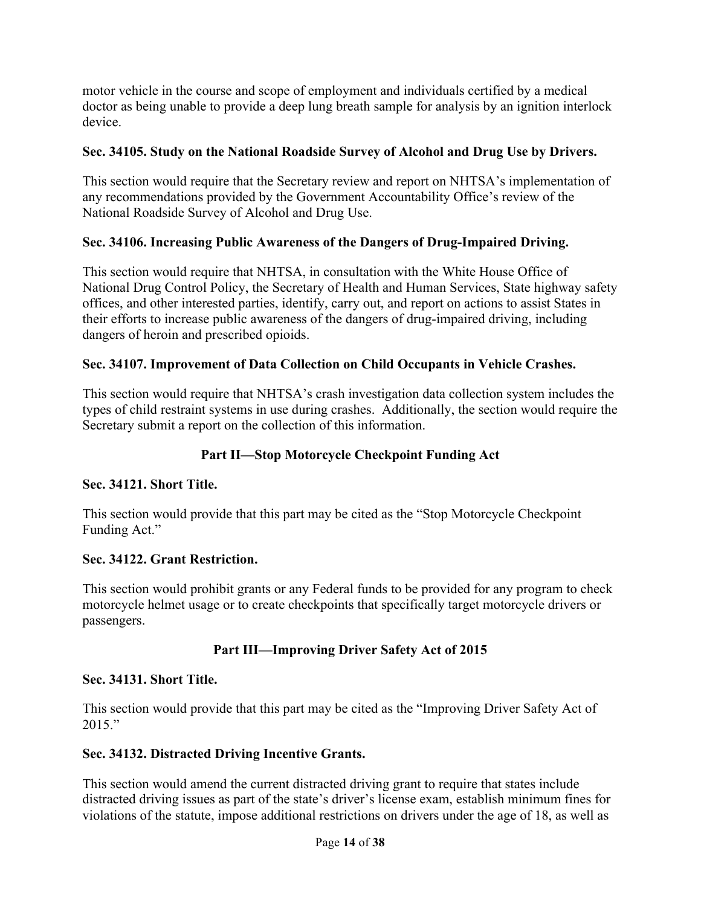motor vehicle in the course and scope of employment and individuals certified by a medical doctor as being unable to provide a deep lung breath sample for analysis by an ignition interlock device.

**Sec. 34105. Study on the National Roadside Survey of Alcohol and Drug Use by Drivers.**

This section would require that the Secretary review and report on NHTSA's implementation of any recommendations provided by the Government Accountability Office's review of the National Roadside Survey of Alcohol and Drug Use.

**Sec. 34106. Increasing Public Awareness of the Dangers of Drug-Impaired Driving.**

This section would require that NHTSA, in consultation with the White House Office of National Drug Control Policy, the Secretary of Health and Human Services, State highway safety offices, and other interested parties, identify, carry out, and report on actions to assist States in their efforts to increase public awareness of the dangers of drug-impaired driving, including dangers of heroin and prescribed opioids.

**Sec. 34107. Improvement of Data Collection on Child Occupants in Vehicle Crashes.**

This section would require that NHTSA's crash investigation data collection system includes the types of child restraint systems in use during crashes. Additionally, the section would require the Secretary submit a report on the collection of this information.

## Part II—Stop Motorcycle Checkpoint Funding Act

**Sec. 34121. Short Title.**

This section would provide that this part may be cited as the "Stop Motorcycle Checkpoint Funding Act."

**Sec. 34122. Grant Restriction.**

This section would prohibit grants or any Federal funds to be provided for any program to check motorcycle helmet usage or to create checkpoints that specifically target motorcycle drivers or passengers.

## Part III—Improving Driver Safety Act of 2015

**Sec. 34131. Short Title.**

This section would provide that this part may be cited as the "Improving Driver Safety Act of 2015."

**Sec. 34132. Distracted Driving Incentive Grants.**

This section would amend the current distracted driving grant to require that states include distracted driving issues as part of the state's driver's license exam, establish minimum fines for violations of the statute, impose additional restrictions on drivers under the age of 18, as well as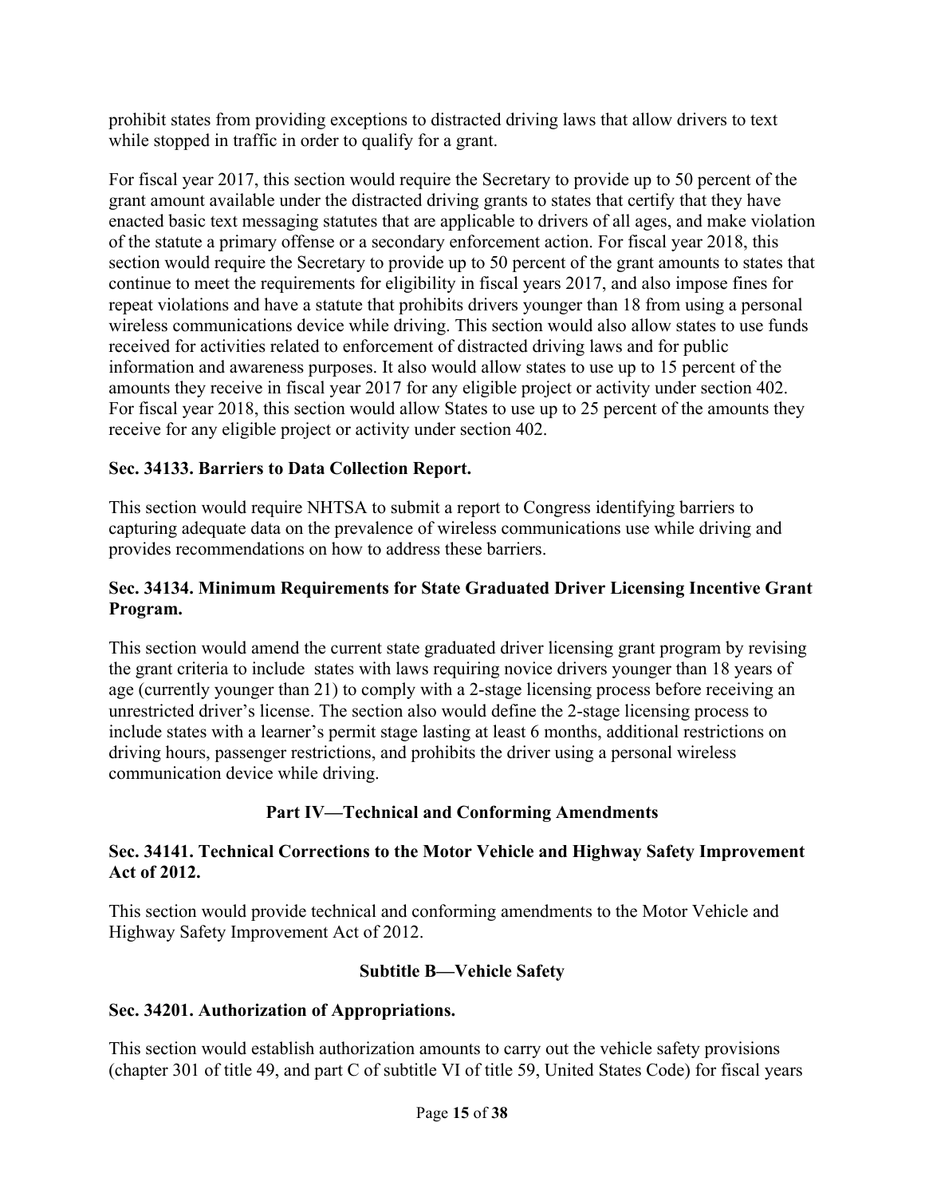prohibit states from providing exceptions to distracted driving laws that allow drivers to text while stopped in traffic in order to qualify for a grant.

For fiscal year 2017, this section would require the Secretary to provide up to 50 percent of the grant amount available under the distracted driving grants to states that certify that they have enacted basic text messaging statutes that are applicable to drivers of all ages, and make violation of the statute a primary offense or a secondary enforcement action. For fiscal year 2018, this section would require the Secretary to provide up to 50 percent of the grant amounts to states that continue to meet the requirements for eligibility in fiscal years 2017, and also impose fines for repeat violations and have a statute that prohibits drivers younger than 18 from using a personal wireless communications device while driving. This section would also allow states to use funds received for activities related to enforcement of distracted driving laws and for public information and awareness purposes. It also would allow states to use up to 15 percent of the amounts they receive in fiscal year 2017 for any eligible project or activity under section 402. For fiscal year 2018, this section would allow States to use up to 25 percent of the amounts they receive for any eligible project or activity under section 402.

**Sec. 34133. Barriers to Data Collection Report.**

This section would require NHTSA to submit a report to Congress identifying barriers to capturing adequate data on the prevalence of wireless communications use while driving and provides recommendations on how to address these barriers.

**Sec. 34134. Minimum Requirements for State Graduated Driver Licensing Incentive Grant Program.**

This section would amend the current state graduated driver licensing grant program by revising the grant criteria to include states with laws requiring novice drivers younger than 18 years of age (currently younger than 21) to comply with a 2-stage licensing process before receiving an unrestricted driver's license. The section also would define the 2-stage licensing process to include states with a learner's permit stage lasting at least 6 months, additional restrictions on driving hours, passenger restrictions, and prohibits the driver using a personal wireless communication device while driving.

## Part IV—Technical and Conforming Amendments

**Sec. 34141. Technical Corrections to the Motor Vehicle and Highway Safety Improvement Act of 2012.**

This section would provide technical and conforming amendments to the Motor Vehicle and Highway Safety Improvement Act of 2012.

## Subtitle B—Vehicle Safety

**Sec. 34201. Authorization of Appropriations.**

This section would establish authorization amounts to carry out the vehicle safety provisions (chapter 301 of title 49, and part C of subtitle VI of title 59, United States Code) for fiscal years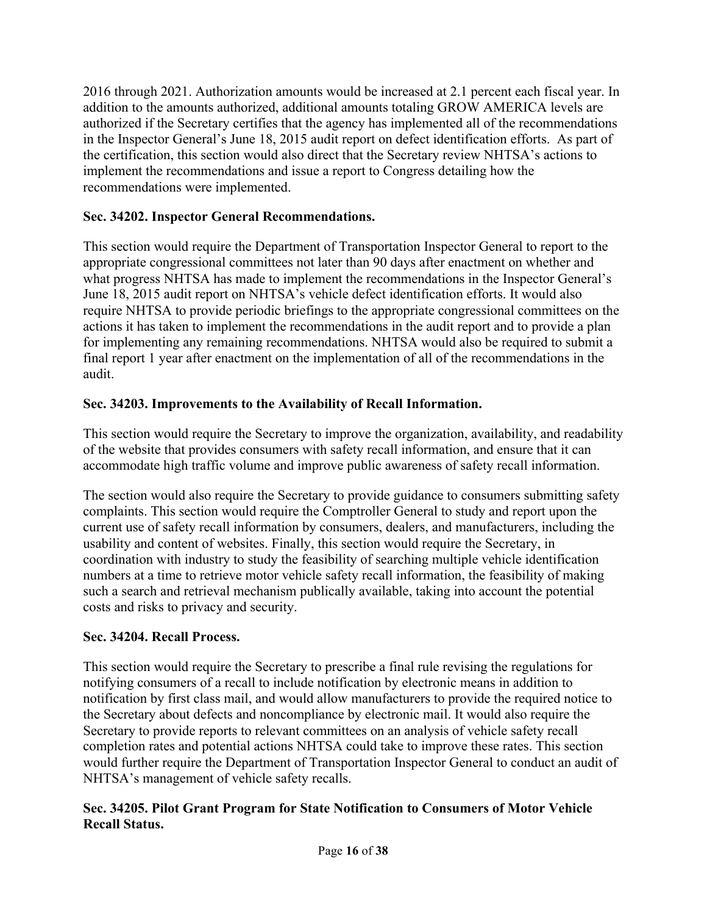2016 through 2021. Authorization amounts would be increased at 2.1 percent each fiscal year. In addition to the amounts authorized, additional amounts totaling GROW AMERICA levels are authorized if the Secretary certifies that the agency has implemented all of the recommendations in the Inspector General's June 18, 2015 audit report on defect identification efforts. As part of the certification, this section would also direct that the Secretary review NHTSA's actions to implement the recommendations and issue a report to Congress detailing how the recommendations were implemented.

**Sec. 34202. Inspector General Recommendations.**

This section would require the Department of Transportation Inspector General to report to the appropriate congressional committees not later than 90 days after enactment on whether and what progress NHTSA has made to implement the recommendations in the Inspector General's June 18, 2015 audit report on NHTSA's vehicle defect identification efforts. It would also require NHTSA to provide periodic briefings to the appropriate congressional committees on the actions it has taken to implement the recommendations in the audit report and to provide a plan for implementing any remaining recommendations. NHTSA would also be required to submit a final report 1 year after enactment on the implementation of all of the recommendations in the audit.

**Sec. 34203. Improvements to the Availability of Recall Information.**

This section would require the Secretary to improve the organization, availability, and readability of the website that provides consumers with safety recall information, and ensure that it can accommodate high traffic volume and improve public awareness of safety recall information.

The section would also require the Secretary to provide guidance to consumers submitting safety complaints. This section would require the Comptroller General to study and report upon the current use of safety recall information by consumers, dealers, and manufacturers, including the usability and content of websites. Finally, this section would require the Secretary, in coordination with industry to study the feasibility of searching multiple vehicle identification numbers at a time to retrieve motor vehicle safety recall information, the feasibility of making such a search and retrieval mechanism publically available, taking into account the potential costs and risks to privacy and security.

**Sec. 34204. Recall Process.**

This section would require the Secretary to prescribe a final rule revising the regulations for notifying consumers of a recall to include notification by electronic means in addition to notification by first class mail, and would allow manufacturers to provide the required notice to the Secretary about defects and noncompliance by electronic mail. It would also require the Secretary to provide reports to relevant committees on an analysis of vehicle safety recall completion rates and potential actions NHTSA could take to improve these rates. This section would further require the Department of Transportation Inspector General to conduct an audit of NHTSA's management of vehicle safety recalls.

**Sec. 34205. Pilot Grant Program for State Notification to Consumers of Motor Vehicle Recall Status.**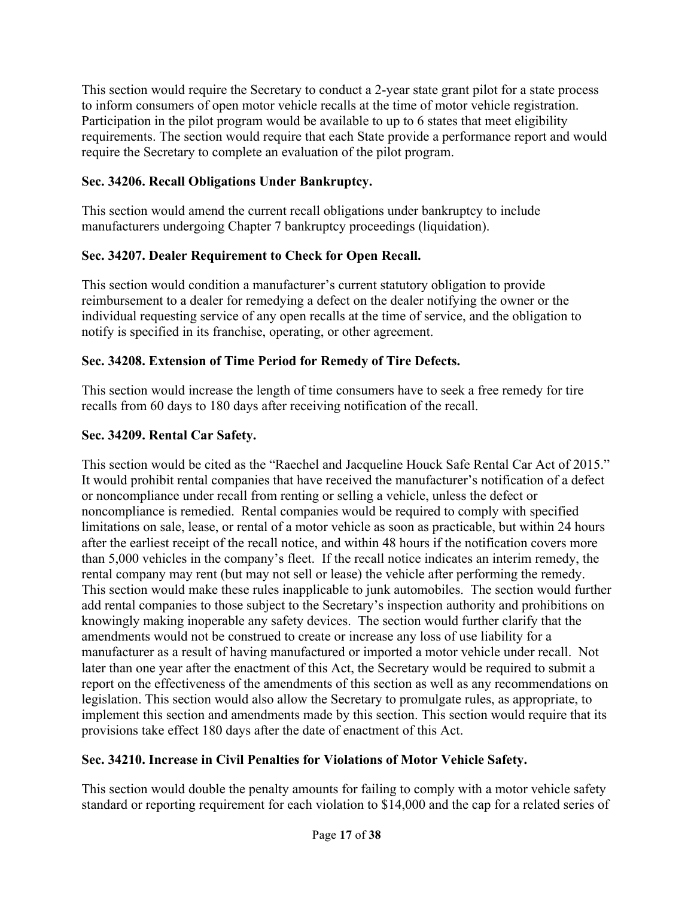This section would require the Secretary to conduct a 2-year state grant pilot for a state process to inform consumers of open motor vehicle recalls at the time of motor vehicle registration. Participation in the pilot program would be available to up to 6 states that meet eligibility requirements. The section would require that each State provide a performance report and would require the Secretary to complete an evaluation of the pilot program.

**Sec. 34206. Recall Obligations Under Bankruptcy.**

This section would amend the current recall obligations under bankruptcy to include manufacturers undergoing Chapter 7 bankruptcy proceedings (liquidation).

**Sec. 34207. Dealer Requirement to Check for Open Recall.**

This section would condition a manufacturer's current statutory obligation to provide reimbursement to a dealer for remedying a defect on the dealer notifying the owner or the individual requesting service of any open recalls at the time of service, and the obligation to notify is specified in its franchise, operating, or other agreement.

**Sec. 34208. Extension of Time Period for Remedy of Tire Defects.**

This section would increase the length of time consumers have to seek a free remedy for tire recalls from 60 days to 180 days after receiving notification of the recall.

**Sec. 34209. Rental Car Safety.**

This section would be cited as the "Raechel and Jacqueline Houck Safe Rental Car Act of 2015." It would prohibit rental companies that have received the manufacturer's notification of a defect or noncompliance under recall from renting or selling a vehicle, unless the defect or noncompliance is remedied. Rental companies would be required to comply with specified limitations on sale, lease, or rental of a motor vehicle as soon as practicable, but within 24 hours after the earliest receipt of the recall notice, and within 48 hours if the notification covers more than 5,000 vehicles in the company's fleet. If the recall notice indicates an interim remedy, the rental company may rent (but may not sell or lease) the vehicle after performing the remedy. This section would make these rules inapplicable to junk automobiles. The section would further add rental companies to those subject to the Secretary's inspection authority and prohibitions on knowingly making inoperable any safety devices. The section would further clarify that the amendments would not be construed to create or increase any loss of use liability for a manufacturer as a result of having manufactured or imported a motor vehicle under recall. Not later than one year after the enactment of this Act, the Secretary would be required to submit a report on the effectiveness of the amendments of this section as well as any recommendations on legislation. This section would also allow the Secretary to promulgate rules, as appropriate, to implement this section and amendments made by this section. This section would require that its provisions take effect 180 days after the date of enactment of this Act.

**Sec. 34210. Increase in Civil Penalties for Violations of Motor Vehicle Safety.**

This section would double the penalty amounts for failing to comply with a motor vehicle safety standard or reporting requirement for each violation to $14,000 and the cap for a related series of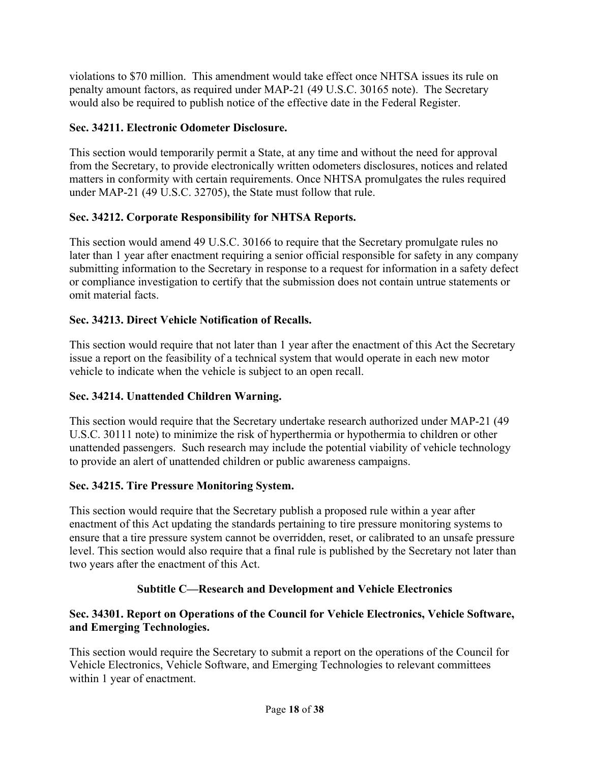violations to $70 million. This amendment would take effect once NHTSA issues its rule on penalty amount factors, as required under MAP-21 (49 U.S.C. 30165 note). The Secretary would also be required to publish notice of the effective date in the Federal Register.

**Sec. 34211. Electronic Odometer Disclosure.**

This section would temporarily permit a State, at any time and without the need for approval from the Secretary, to provide electronically written odometers disclosures, notices and related matters in conformity with certain requirements. Once NHTSA promulgates the rules required under MAP-21 (49 U.S.C. 32705), the State must follow that rule.

**Sec. 34212. Corporate Responsibility for NHTSA Reports.**

This section would amend 49 U.S.C. 30166 to require that the Secretary promulgate rules no later than 1 year after enactment requiring a senior official responsible for safety in any company submitting information to the Secretary in response to a request for information in a safety defect or compliance investigation to certify that the submission does not contain untrue statements or omit material facts.

**Sec. 34213. Direct Vehicle Notification of Recalls.**

This section would require that not later than 1 year after the enactment of this Act the Secretary issue a report on the feasibility of a technical system that would operate in each new motor vehicle to indicate when the vehicle is subject to an open recall.

**Sec. 34214. Unattended Children Warning.**

This section would require that the Secretary undertake research authorized under MAP-21 (49 U.S.C. 30111 note) to minimize the risk of hyperthermia or hypothermia to children or other unattended passengers. Such research may include the potential viability of vehicle technology to provide an alert of unattended children or public awareness campaigns.

**Sec. 34215. Tire Pressure Monitoring System.**

This section would require that the Secretary publish a proposed rule within a year after enactment of this Act updating the standards pertaining to tire pressure monitoring systems to ensure that a tire pressure system cannot be overridden, reset, or calibrated to an unsafe pressure level. This section would also require that a final rule is published by the Secretary not later than two years after the enactment of this Act.

## Subtitle C—Research and Development and Vehicle Electronics

**Sec. 34301. Report on Operations of the Council for Vehicle Electronics, Vehicle Software, and Emerging Technologies.**

This section would require the Secretary to submit a report on the operations of the Council for Vehicle Electronics, Vehicle Software, and Emerging Technologies to relevant committees within 1 year of enactment.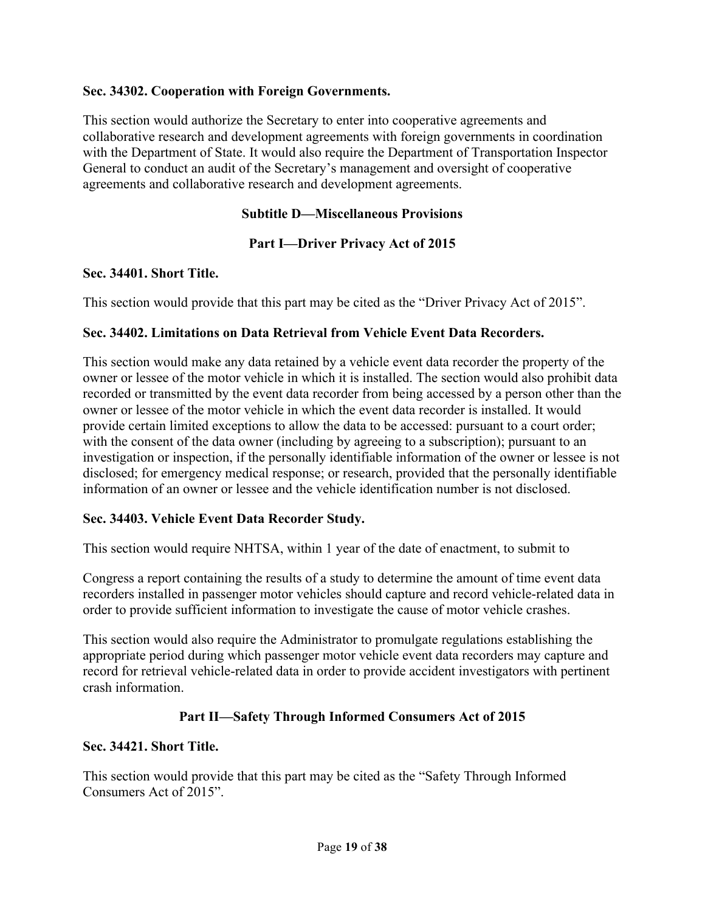**Sec. 34302. Cooperation with Foreign Governments.**

This section would authorize the Secretary to enter into cooperative agreements and collaborative research and development agreements with foreign governments in coordination with the Department of State. It would also require the Department of Transportation Inspector General to conduct an audit of the Secretary's management and oversight of cooperative agreements and collaborative research and development agreements.

## Subtitle D—Miscellaneous Provisions

### Part I—Driver Privacy Act of 2015

**Sec. 34401. Short Title.**

This section would provide that this part may be cited as the "Driver Privacy Act of 2015".

**Sec. 34402. Limitations on Data Retrieval from Vehicle Event Data Recorders.**

This section would make any data retained by a vehicle event data recorder the property of the owner or lessee of the motor vehicle in which it is installed. The section would also prohibit data recorded or transmitted by the event data recorder from being accessed by a person other than the owner or lessee of the motor vehicle in which the event data recorder is installed. It would provide certain limited exceptions to allow the data to be accessed: pursuant to a court order; with the consent of the data owner (including by agreeing to a subscription); pursuant to an investigation or inspection, if the personally identifiable information of the owner or lessee is not disclosed; for emergency medical response; or research, provided that the personally identifiable information of an owner or lessee and the vehicle identification number is not disclosed.

**Sec. 34403. Vehicle Event Data Recorder Study.**

This section would require NHTSA, within 1 year of the date of enactment, to submit to

Congress a report containing the results of a study to determine the amount of time event data recorders installed in passenger motor vehicles should capture and record vehicle-related data in order to provide sufficient information to investigate the cause of motor vehicle crashes.

This section would also require the Administrator to promulgate regulations establishing the appropriate period during which passenger motor vehicle event data recorders may capture and record for retrieval vehicle-related data in order to provide accident investigators with pertinent crash information.

### Part II—Safety Through Informed Consumers Act of 2015

**Sec. 34421. Short Title.**

This section would provide that this part may be cited as the "Safety Through Informed Consumers Act of 2015".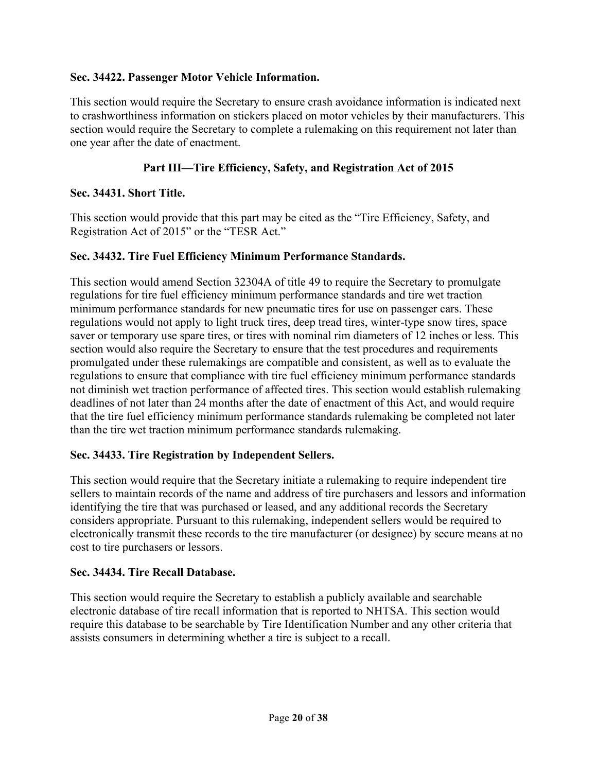**Sec. 34422. Passenger Motor Vehicle Information.**

This section would require the Secretary to ensure crash avoidance information is indicated next to crashworthiness information on stickers placed on motor vehicles by their manufacturers. This section would require the Secretary to complete a rulemaking on this requirement not later than one year after the date of enactment.

## Part III—Tire Efficiency, Safety, and Registration Act of 2015

**Sec. 34431. Short Title.**

This section would provide that this part may be cited as the "Tire Efficiency, Safety, and Registration Act of 2015" or the "TESR Act."

**Sec. 34432. Tire Fuel Efficiency Minimum Performance Standards.**

This section would amend Section 32304A of title 49 to require the Secretary to promulgate regulations for tire fuel efficiency minimum performance standards and tire wet traction minimum performance standards for new pneumatic tires for use on passenger cars. These regulations would not apply to light truck tires, deep tread tires, winter-type snow tires, space saver or temporary use spare tires, or tires with nominal rim diameters of 12 inches or less. This section would also require the Secretary to ensure that the test procedures and requirements promulgated under these rulemakings are compatible and consistent, as well as to evaluate the regulations to ensure that compliance with tire fuel efficiency minimum performance standards not diminish wet traction performance of affected tires. This section would establish rulemaking deadlines of not later than 24 months after the date of enactment of this Act, and would require that the tire fuel efficiency minimum performance standards rulemaking be completed not later than the tire wet traction minimum performance standards rulemaking.

**Sec. 34433. Tire Registration by Independent Sellers.**

This section would require that the Secretary initiate a rulemaking to require independent tire sellers to maintain records of the name and address of tire purchasers and lessors and information identifying the tire that was purchased or leased, and any additional records the Secretary considers appropriate. Pursuant to this rulemaking, independent sellers would be required to electronically transmit these records to the tire manufacturer (or designee) by secure means at no cost to tire purchasers or lessors.

**Sec. 34434. Tire Recall Database.**

This section would require the Secretary to establish a publicly available and searchable electronic database of tire recall information that is reported to NHTSA. This section would require this database to be searchable by Tire Identification Number and any other criteria that assists consumers in determining whether a tire is subject to a recall.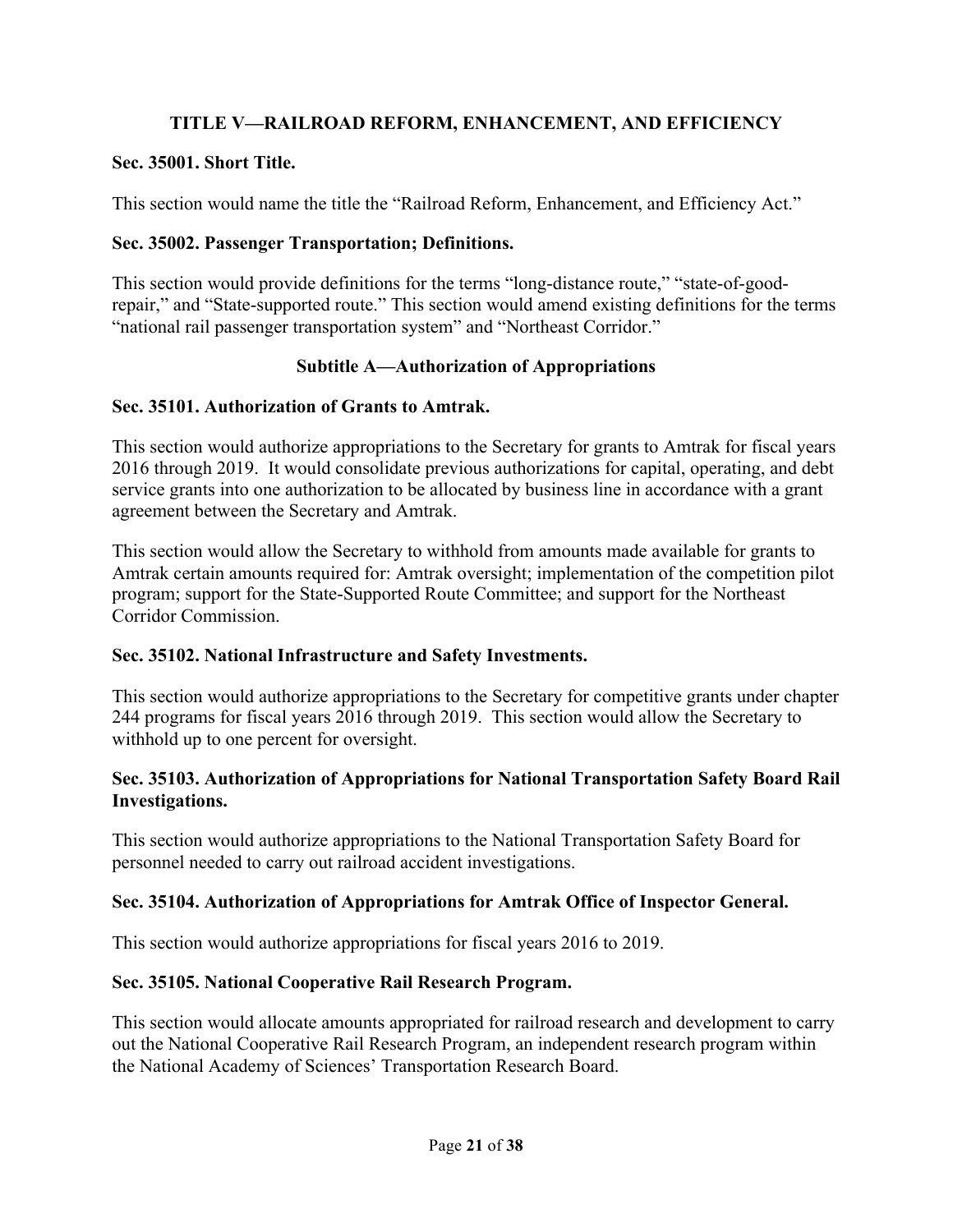## TITLE V—RAILROAD REFORM, ENHANCEMENT, AND EFFICIENCY

**Sec. 35001. Short Title.**

This section would name the title the "Railroad Reform, Enhancement, and Efficiency Act."

**Sec. 35002. Passenger Transportation; Definitions.**

This section would provide definitions for the terms "long-distance route," "state-of-good-repair," and "State-supported route." This section would amend existing definitions for the terms "national rail passenger transportation system" and "Northeast Corridor."

### Subtitle A—Authorization of Appropriations

**Sec. 35101. Authorization of Grants to Amtrak.**

This section would authorize appropriations to the Secretary for grants to Amtrak for fiscal years 2016 through 2019. It would consolidate previous authorizations for capital, operating, and debt service grants into one authorization to be allocated by business line in accordance with a grant agreement between the Secretary and Amtrak.

This section would allow the Secretary to withhold from amounts made available for grants to Amtrak certain amounts required for: Amtrak oversight; implementation of the competition pilot program; support for the State-Supported Route Committee; and support for the Northeast Corridor Commission.

**Sec. 35102. National Infrastructure and Safety Investments.**

This section would authorize appropriations to the Secretary for competitive grants under chapter 244 programs for fiscal years 2016 through 2019. This section would allow the Secretary to withhold up to one percent for oversight.

**Sec. 35103. Authorization of Appropriations for National Transportation Safety Board Rail Investigations.**

This section would authorize appropriations to the National Transportation Safety Board for personnel needed to carry out railroad accident investigations.

**Sec. 35104. Authorization of Appropriations for Amtrak Office of Inspector General.**

This section would authorize appropriations for fiscal years 2016 to 2019.

**Sec. 35105. National Cooperative Rail Research Program.**

This section would allocate amounts appropriated for railroad research and development to carry out the National Cooperative Rail Research Program, an independent research program within the National Academy of Sciences' Transportation Research Board.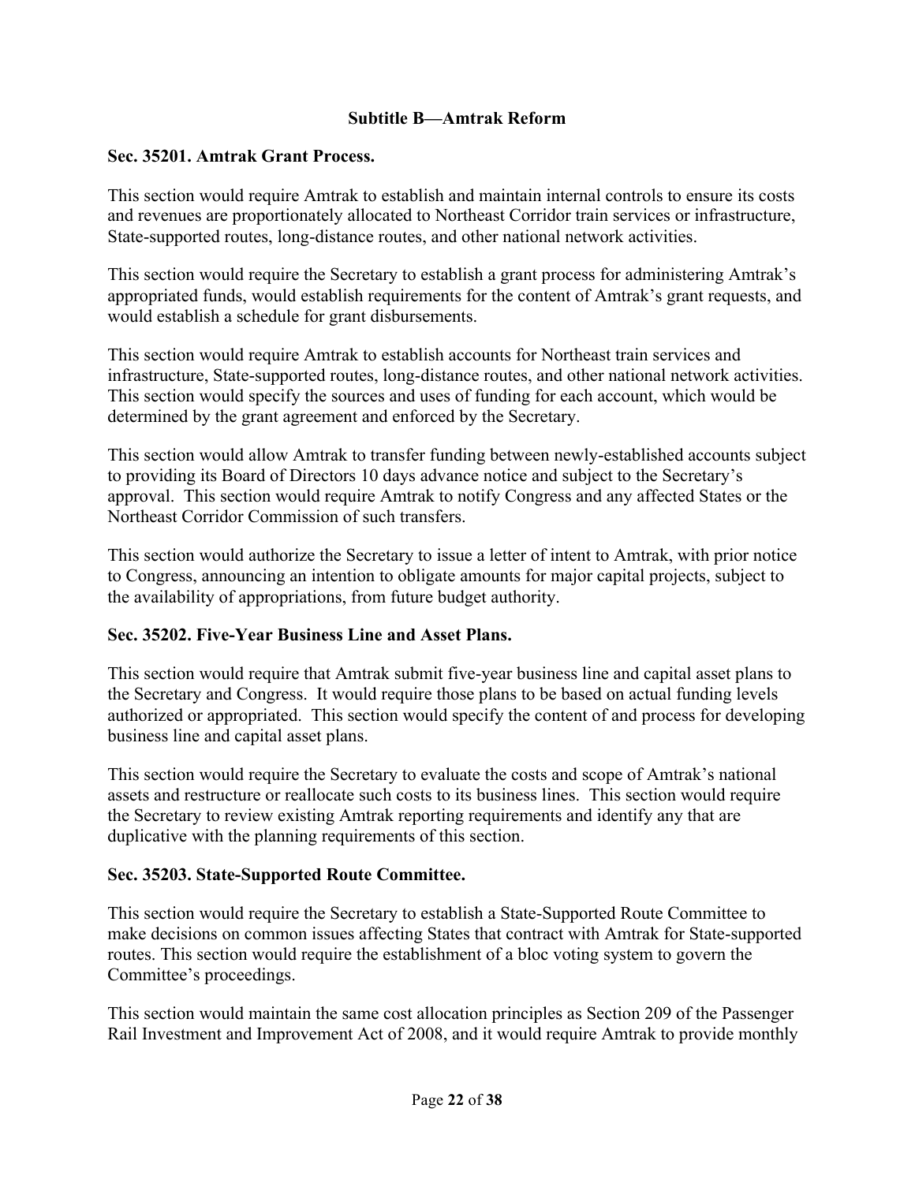## Subtitle B—Amtrak Reform

### Sec. 35201. Amtrak Grant Process.

This section would require Amtrak to establish and maintain internal controls to ensure its costs and revenues are proportionately allocated to Northeast Corridor train services or infrastructure, State-supported routes, long-distance routes, and other national network activities.

This section would require the Secretary to establish a grant process for administering Amtrak's appropriated funds, would establish requirements for the content of Amtrak's grant requests, and would establish a schedule for grant disbursements.

This section would require Amtrak to establish accounts for Northeast train services and infrastructure, State-supported routes, long-distance routes, and other national network activities. This section would specify the sources and uses of funding for each account, which would be determined by the grant agreement and enforced by the Secretary.

This section would allow Amtrak to transfer funding between newly-established accounts subject to providing its Board of Directors 10 days advance notice and subject to the Secretary's approval. This section would require Amtrak to notify Congress and any affected States or the Northeast Corridor Commission of such transfers.

This section would authorize the Secretary to issue a letter of intent to Amtrak, with prior notice to Congress, announcing an intention to obligate amounts for major capital projects, subject to the availability of appropriations, from future budget authority.

### Sec. 35202. Five-Year Business Line and Asset Plans.

This section would require that Amtrak submit five-year business line and capital asset plans to the Secretary and Congress. It would require those plans to be based on actual funding levels authorized or appropriated. This section would specify the content of and process for developing business line and capital asset plans.

This section would require the Secretary to evaluate the costs and scope of Amtrak's national assets and restructure or reallocate such costs to its business lines. This section would require the Secretary to review existing Amtrak reporting requirements and identify any that are duplicative with the planning requirements of this section.

### Sec. 35203. State-Supported Route Committee.

This section would require the Secretary to establish a State-Supported Route Committee to make decisions on common issues affecting States that contract with Amtrak for State-supported routes. This section would require the establishment of a bloc voting system to govern the Committee's proceedings.

This section would maintain the same cost allocation principles as Section 209 of the Passenger Rail Investment and Improvement Act of 2008, and it would require Amtrak to provide monthly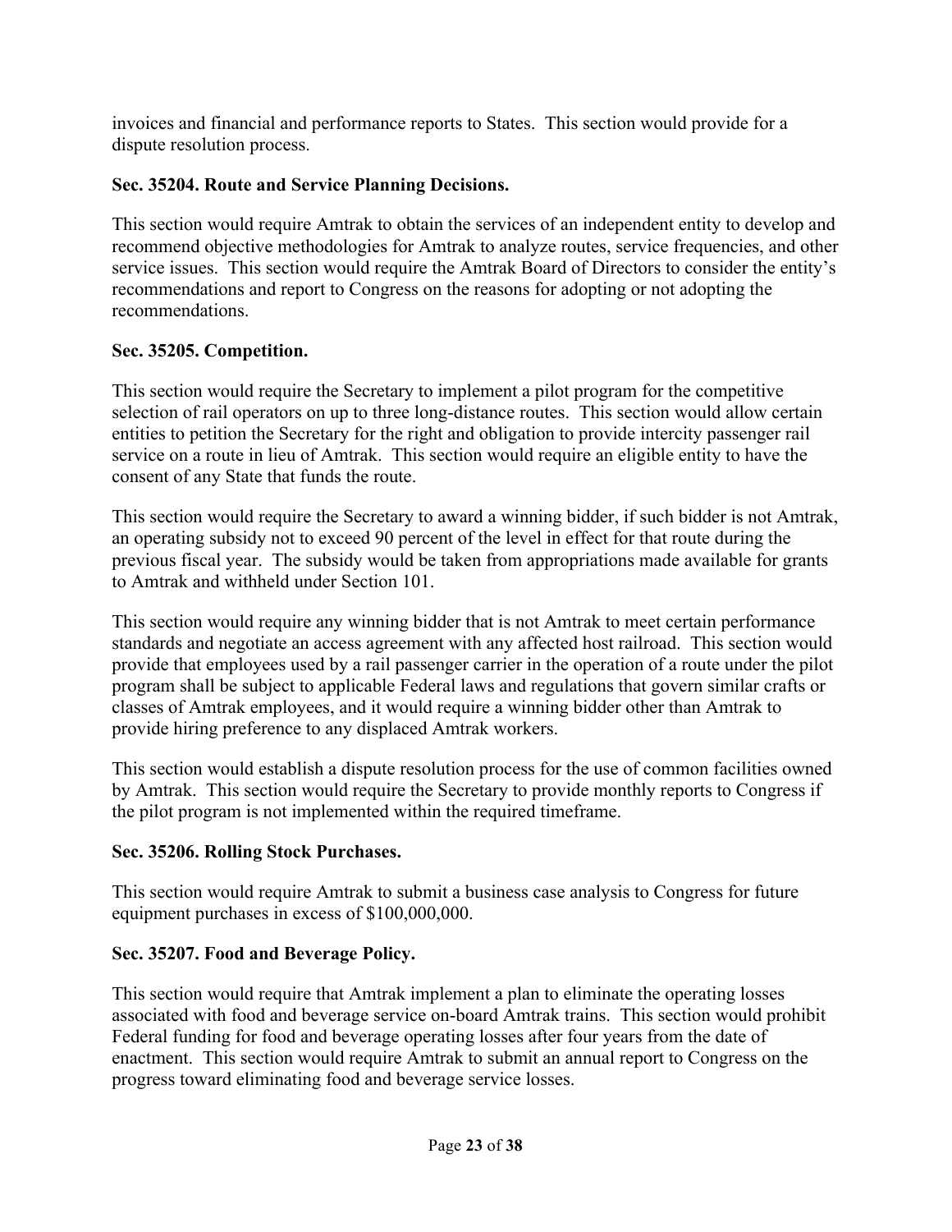invoices and financial and performance reports to States. This section would provide for a dispute resolution process.

### Sec. 35204. Route and Service Planning Decisions.

This section would require Amtrak to obtain the services of an independent entity to develop and recommend objective methodologies for Amtrak to analyze routes, service frequencies, and other service issues. This section would require the Amtrak Board of Directors to consider the entity's recommendations and report to Congress on the reasons for adopting or not adopting the recommendations.

### Sec. 35205. Competition.

This section would require the Secretary to implement a pilot program for the competitive selection of rail operators on up to three long-distance routes. This section would allow certain entities to petition the Secretary for the right and obligation to provide intercity passenger rail service on a route in lieu of Amtrak. This section would require an eligible entity to have the consent of any State that funds the route.

This section would require the Secretary to award a winning bidder, if such bidder is not Amtrak, an operating subsidy not to exceed 90 percent of the level in effect for that route during the previous fiscal year. The subsidy would be taken from appropriations made available for grants to Amtrak and withheld under Section 101.

This section would require any winning bidder that is not Amtrak to meet certain performance standards and negotiate an access agreement with any affected host railroad. This section would provide that employees used by a rail passenger carrier in the operation of a route under the pilot program shall be subject to applicable Federal laws and regulations that govern similar crafts or classes of Amtrak employees, and it would require a winning bidder other than Amtrak to provide hiring preference to any displaced Amtrak workers.

This section would establish a dispute resolution process for the use of common facilities owned by Amtrak. This section would require the Secretary to provide monthly reports to Congress if the pilot program is not implemented within the required timeframe.

### Sec. 35206. Rolling Stock Purchases.

This section would require Amtrak to submit a business case analysis to Congress for future equipment purchases in excess of $100,000,000.

### Sec. 35207. Food and Beverage Policy.

This section would require that Amtrak implement a plan to eliminate the operating losses associated with food and beverage service on-board Amtrak trains. This section would prohibit Federal funding for food and beverage operating losses after four years from the date of enactment. This section would require Amtrak to submit an annual report to Congress on the progress toward eliminating food and beverage service losses.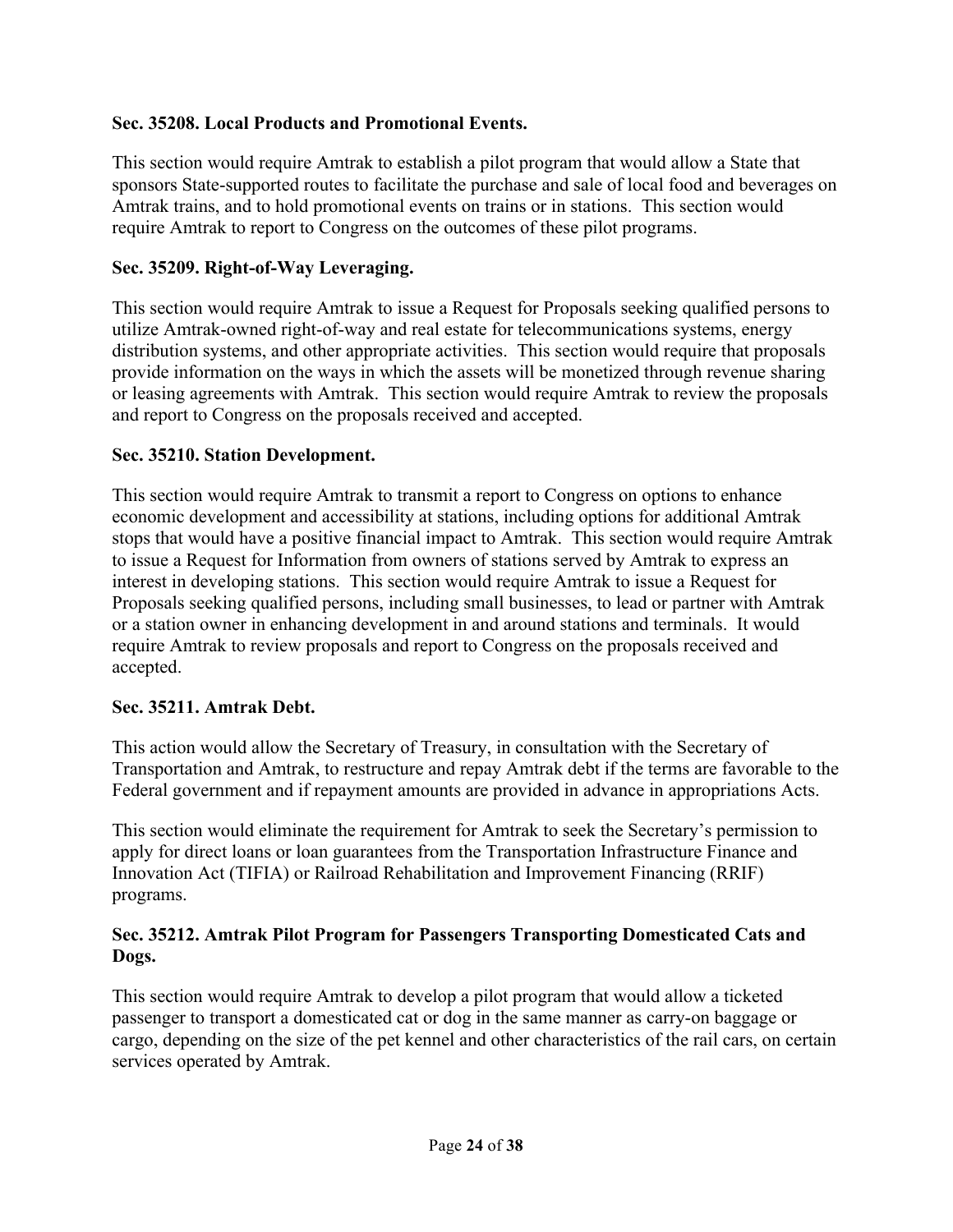**Sec. 35208. Local Products and Promotional Events.**

This section would require Amtrak to establish a pilot program that would allow a State that sponsors State-supported routes to facilitate the purchase and sale of local food and beverages on Amtrak trains, and to hold promotional events on trains or in stations. This section would require Amtrak to report to Congress on the outcomes of these pilot programs.

**Sec. 35209. Right-of-Way Leveraging.**

This section would require Amtrak to issue a Request for Proposals seeking qualified persons to utilize Amtrak-owned right-of-way and real estate for telecommunications systems, energy distribution systems, and other appropriate activities. This section would require that proposals provide information on the ways in which the assets will be monetized through revenue sharing or leasing agreements with Amtrak. This section would require Amtrak to review the proposals and report to Congress on the proposals received and accepted.

**Sec. 35210. Station Development.**

This section would require Amtrak to transmit a report to Congress on options to enhance economic development and accessibility at stations, including options for additional Amtrak stops that would have a positive financial impact to Amtrak. This section would require Amtrak to issue a Request for Information from owners of stations served by Amtrak to express an interest in developing stations. This section would require Amtrak to issue a Request for Proposals seeking qualified persons, including small businesses, to lead or partner with Amtrak or a station owner in enhancing development in and around stations and terminals. It would require Amtrak to review proposals and report to Congress on the proposals received and accepted.

**Sec. 35211. Amtrak Debt.**

This action would allow the Secretary of Treasury, in consultation with the Secretary of Transportation and Amtrak, to restructure and repay Amtrak debt if the terms are favorable to the Federal government and if repayment amounts are provided in advance in appropriations Acts.

This section would eliminate the requirement for Amtrak to seek the Secretary's permission to apply for direct loans or loan guarantees from the Transportation Infrastructure Finance and Innovation Act (TIFIA) or Railroad Rehabilitation and Improvement Financing (RRIF) programs.

**Sec. 35212. Amtrak Pilot Program for Passengers Transporting Domesticated Cats and Dogs.**

This section would require Amtrak to develop a pilot program that would allow a ticketed passenger to transport a domesticated cat or dog in the same manner as carry-on baggage or cargo, depending on the size of the pet kennel and other characteristics of the rail cars, on certain services operated by Amtrak.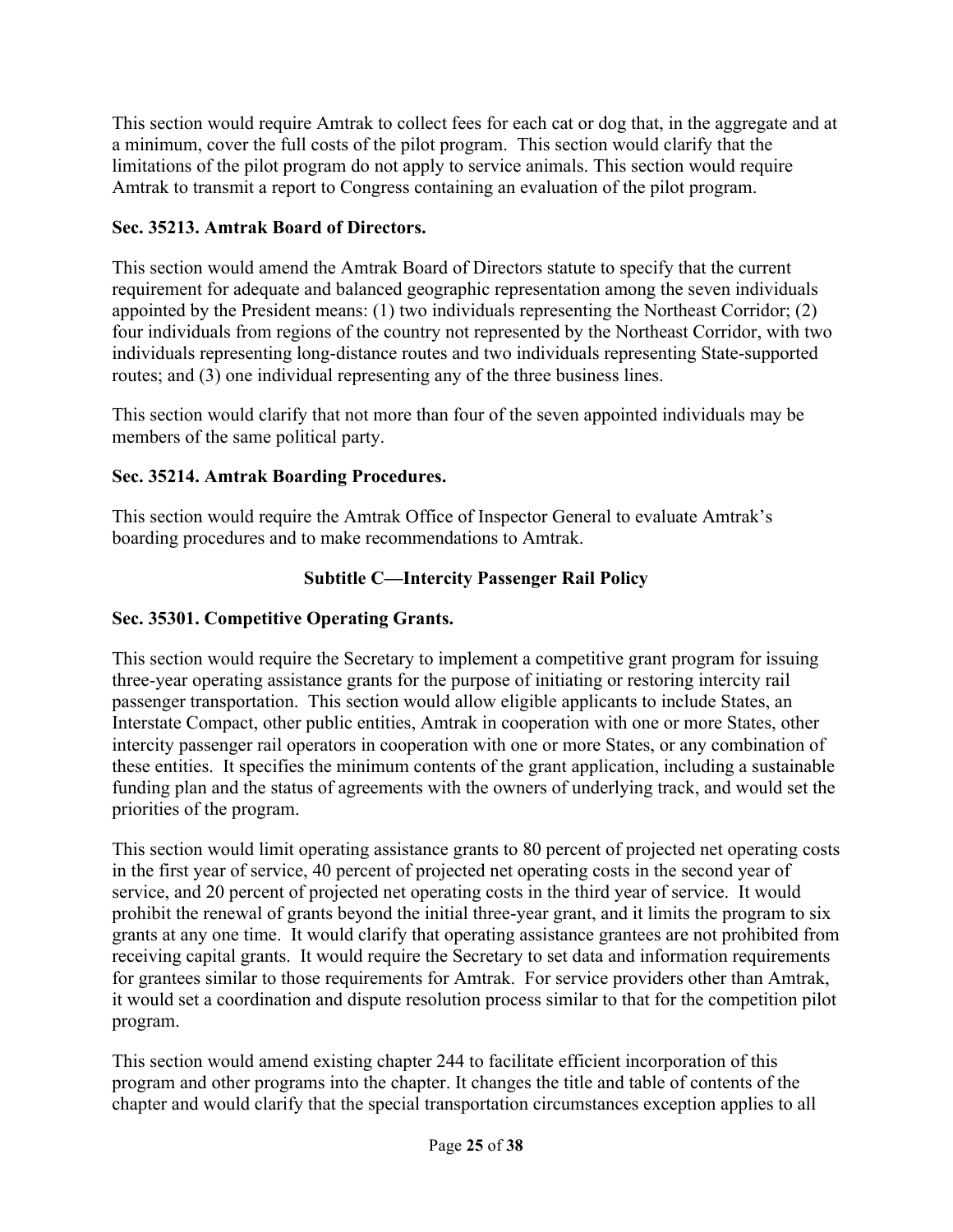This section would require Amtrak to collect fees for each cat or dog that, in the aggregate and at a minimum, cover the full costs of the pilot program. This section would clarify that the limitations of the pilot program do not apply to service animals. This section would require Amtrak to transmit a report to Congress containing an evaluation of the pilot program.

**Sec. 35213. Amtrak Board of Directors.**

This section would amend the Amtrak Board of Directors statute to specify that the current requirement for adequate and balanced geographic representation among the seven individuals appointed by the President means: (1) two individuals representing the Northeast Corridor; (2) four individuals from regions of the country not represented by the Northeast Corridor, with two individuals representing long-distance routes and two individuals representing State-supported routes; and (3) one individual representing any of the three business lines.

This section would clarify that not more than four of the seven appointed individuals may be members of the same political party.

**Sec. 35214. Amtrak Boarding Procedures.**

This section would require the Amtrak Office of Inspector General to evaluate Amtrak's boarding procedures and to make recommendations to Amtrak.

## Subtitle C—Intercity Passenger Rail Policy

**Sec. 35301. Competitive Operating Grants.**

This section would require the Secretary to implement a competitive grant program for issuing three-year operating assistance grants for the purpose of initiating or restoring intercity rail passenger transportation. This section would allow eligible applicants to include States, an Interstate Compact, other public entities, Amtrak in cooperation with one or more States, other intercity passenger rail operators in cooperation with one or more States, or any combination of these entities. It specifies the minimum contents of the grant application, including a sustainable funding plan and the status of agreements with the owners of underlying track, and would set the priorities of the program.

This section would limit operating assistance grants to 80 percent of projected net operating costs in the first year of service, 40 percent of projected net operating costs in the second year of service, and 20 percent of projected net operating costs in the third year of service. It would prohibit the renewal of grants beyond the initial three-year grant, and it limits the program to six grants at any one time. It would clarify that operating assistance grantees are not prohibited from receiving capital grants. It would require the Secretary to set data and information requirements for grantees similar to those requirements for Amtrak. For service providers other than Amtrak, it would set a coordination and dispute resolution process similar to that for the competition pilot program.

This section would amend existing chapter 244 to facilitate efficient incorporation of this program and other programs into the chapter. It changes the title and table of contents of the chapter and would clarify that the special transportation circumstances exception applies to all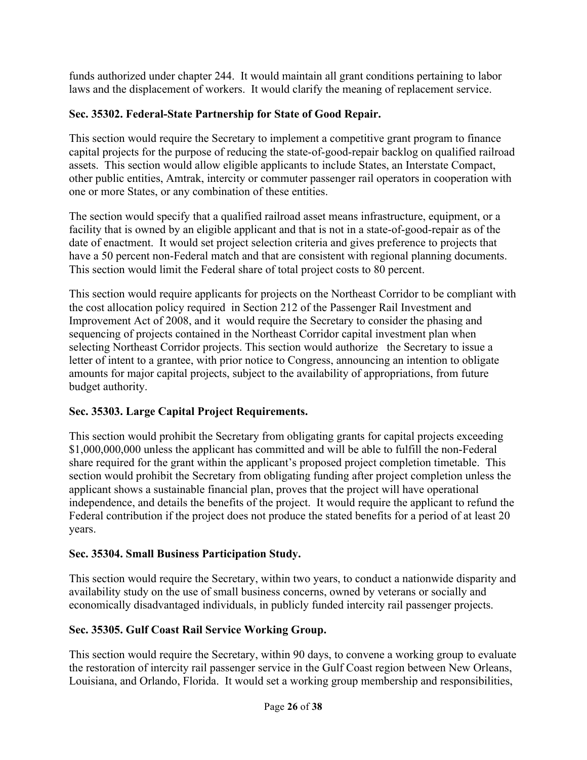funds authorized under chapter 244. It would maintain all grant conditions pertaining to labor laws and the displacement of workers. It would clarify the meaning of replacement service.

### Sec. 35302. Federal-State Partnership for State of Good Repair.

This section would require the Secretary to implement a competitive grant program to finance capital projects for the purpose of reducing the state-of-good-repair backlog on qualified railroad assets. This section would allow eligible applicants to include States, an Interstate Compact, other public entities, Amtrak, intercity or commuter passenger rail operators in cooperation with one or more States, or any combination of these entities.

The section would specify that a qualified railroad asset means infrastructure, equipment, or a facility that is owned by an eligible applicant and that is not in a state-of-good-repair as of the date of enactment. It would set project selection criteria and gives preference to projects that have a 50 percent non-Federal match and that are consistent with regional planning documents. This section would limit the Federal share of total project costs to 80 percent.

This section would require applicants for projects on the Northeast Corridor to be compliant with the cost allocation policy required in Section 212 of the Passenger Rail Investment and Improvement Act of 2008, and it would require the Secretary to consider the phasing and sequencing of projects contained in the Northeast Corridor capital investment plan when selecting Northeast Corridor projects. This section would authorize the Secretary to issue a letter of intent to a grantee, with prior notice to Congress, announcing an intention to obligate amounts for major capital projects, subject to the availability of appropriations, from future budget authority.

### Sec. 35303. Large Capital Project Requirements.

This section would prohibit the Secretary from obligating grants for capital projects exceeding $1,000,000,000 unless the applicant has committed and will be able to fulfill the non-Federal share required for the grant within the applicant's proposed project completion timetable. This section would prohibit the Secretary from obligating funding after project completion unless the applicant shows a sustainable financial plan, proves that the project will have operational independence, and details the benefits of the project. It would require the applicant to refund the Federal contribution if the project does not produce the stated benefits for a period of at least 20 years.

### Sec. 35304. Small Business Participation Study.

This section would require the Secretary, within two years, to conduct a nationwide disparity and availability study on the use of small business concerns, owned by veterans or socially and economically disadvantaged individuals, in publicly funded intercity rail passenger projects.

### Sec. 35305. Gulf Coast Rail Service Working Group.

This section would require the Secretary, within 90 days, to convene a working group to evaluate the restoration of intercity rail passenger service in the Gulf Coast region between New Orleans, Louisiana, and Orlando, Florida. It would set a working group membership and responsibilities,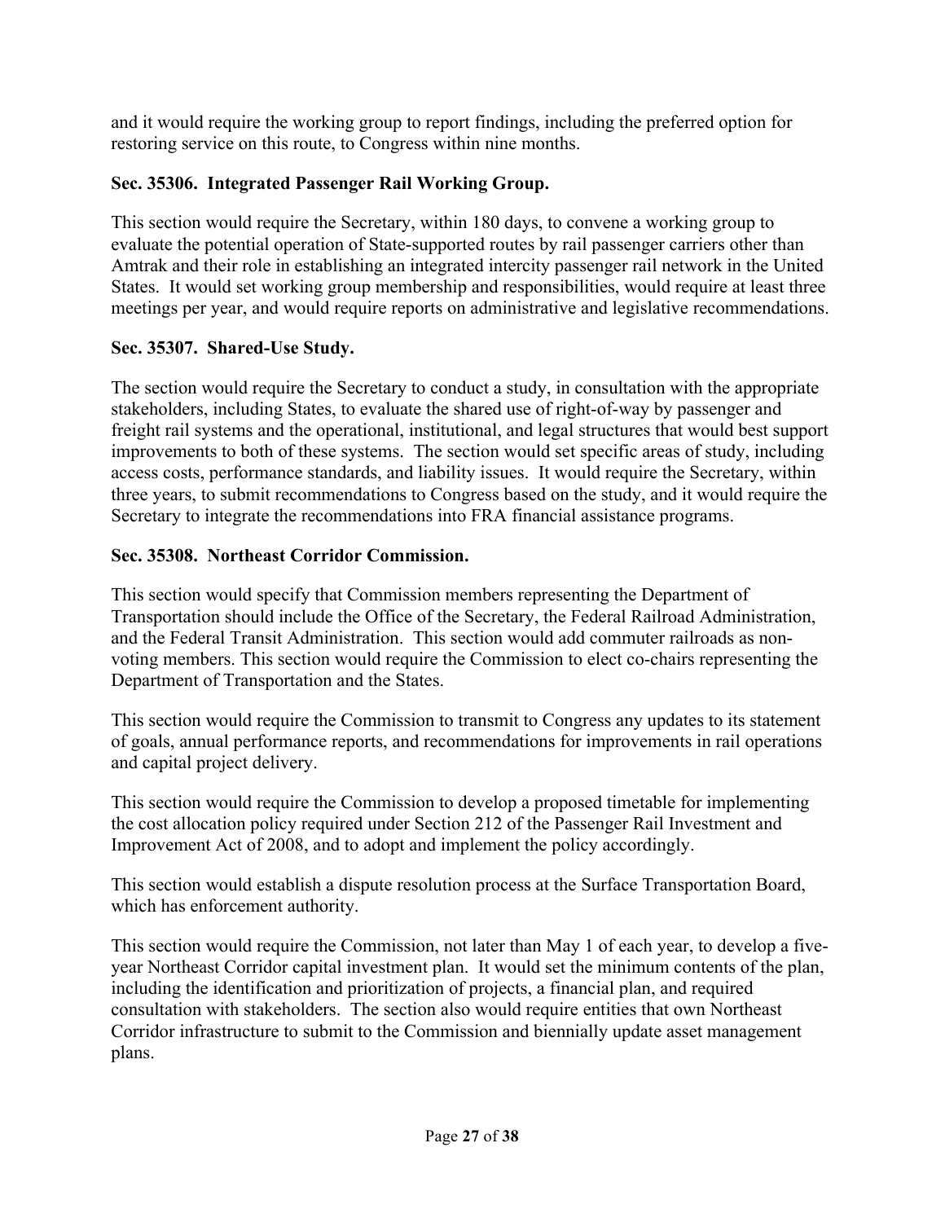and it would require the working group to report findings, including the preferred option for restoring service on this route, to Congress within nine months.

### Sec. 35306. Integrated Passenger Rail Working Group.

This section would require the Secretary, within 180 days, to convene a working group to evaluate the potential operation of State-supported routes by rail passenger carriers other than Amtrak and their role in establishing an integrated intercity passenger rail network in the United States. It would set working group membership and responsibilities, would require at least three meetings per year, and would require reports on administrative and legislative recommendations.

### Sec. 35307. Shared-Use Study.

The section would require the Secretary to conduct a study, in consultation with the appropriate stakeholders, including States, to evaluate the shared use of right-of-way by passenger and freight rail systems and the operational, institutional, and legal structures that would best support improvements to both of these systems. The section would set specific areas of study, including access costs, performance standards, and liability issues. It would require the Secretary, within three years, to submit recommendations to Congress based on the study, and it would require the Secretary to integrate the recommendations into FRA financial assistance programs.

### Sec. 35308. Northeast Corridor Commission.

This section would specify that Commission members representing the Department of Transportation should include the Office of the Secretary, the Federal Railroad Administration, and the Federal Transit Administration. This section would add commuter railroads as non-voting members. This section would require the Commission to elect co-chairs representing the Department of Transportation and the States.

This section would require the Commission to transmit to Congress any updates to its statement of goals, annual performance reports, and recommendations for improvements in rail operations and capital project delivery.

This section would require the Commission to develop a proposed timetable for implementing the cost allocation policy required under Section 212 of the Passenger Rail Investment and Improvement Act of 2008, and to adopt and implement the policy accordingly.

This section would establish a dispute resolution process at the Surface Transportation Board, which has enforcement authority.

This section would require the Commission, not later than May 1 of each year, to develop a five-year Northeast Corridor capital investment plan. It would set the minimum contents of the plan, including the identification and prioritization of projects, a financial plan, and required consultation with stakeholders. The section also would require entities that own Northeast Corridor infrastructure to submit to the Commission and biennially update asset management plans.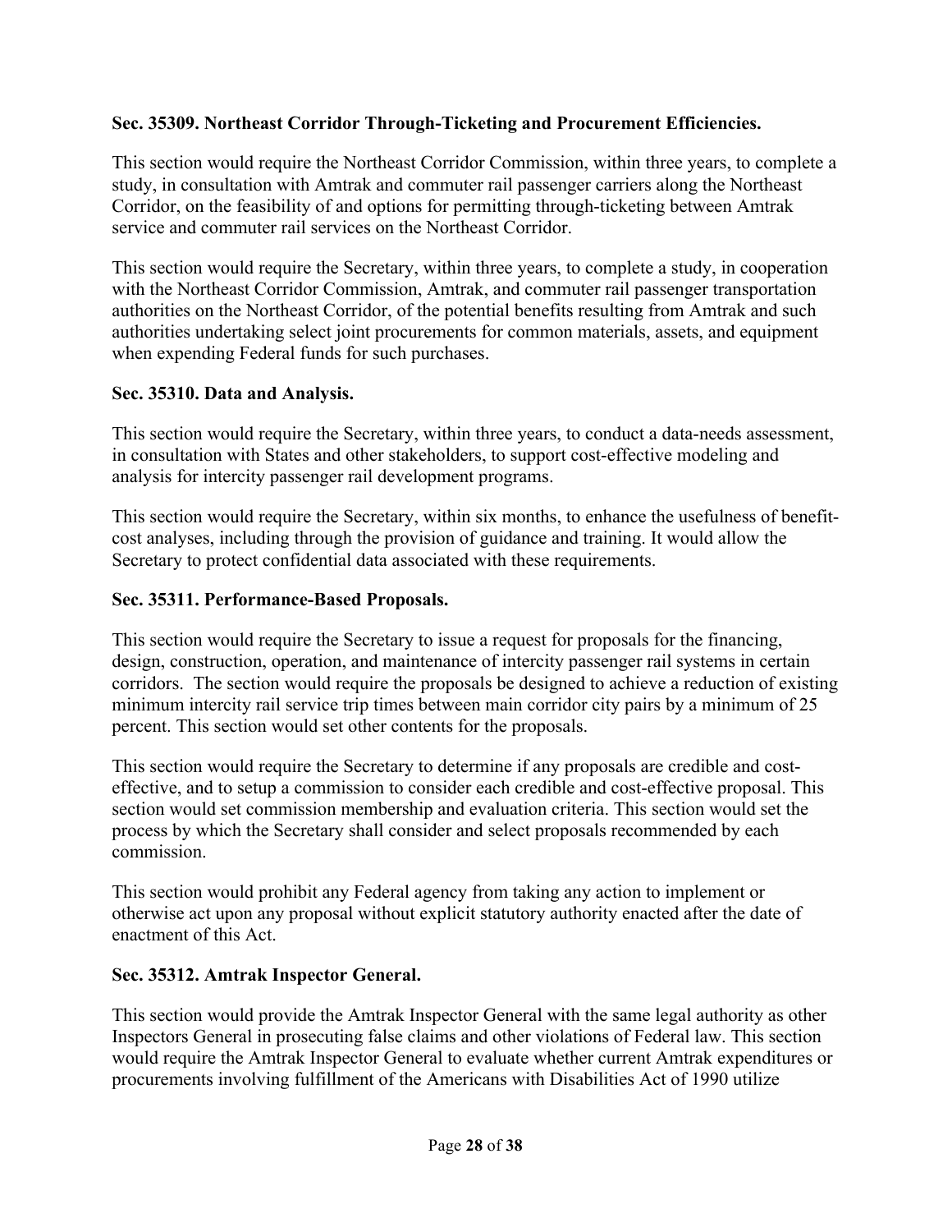**Sec. 35309. Northeast Corridor Through-Ticketing and Procurement Efficiencies.**

This section would require the Northeast Corridor Commission, within three years, to complete a study, in consultation with Amtrak and commuter rail passenger carriers along the Northeast Corridor, on the feasibility of and options for permitting through-ticketing between Amtrak service and commuter rail services on the Northeast Corridor.

This section would require the Secretary, within three years, to complete a study, in cooperation with the Northeast Corridor Commission, Amtrak, and commuter rail passenger transportation authorities on the Northeast Corridor, of the potential benefits resulting from Amtrak and such authorities undertaking select joint procurements for common materials, assets, and equipment when expending Federal funds for such purchases.

**Sec. 35310. Data and Analysis.**

This section would require the Secretary, within three years, to conduct a data-needs assessment, in consultation with States and other stakeholders, to support cost-effective modeling and analysis for intercity passenger rail development programs.

This section would require the Secretary, within six months, to enhance the usefulness of benefit-cost analyses, including through the provision of guidance and training. It would allow the Secretary to protect confidential data associated with these requirements.

**Sec. 35311. Performance-Based Proposals.**

This section would require the Secretary to issue a request for proposals for the financing, design, construction, operation, and maintenance of intercity passenger rail systems in certain corridors. The section would require the proposals be designed to achieve a reduction of existing minimum intercity rail service trip times between main corridor city pairs by a minimum of 25 percent. This section would set other contents for the proposals.

This section would require the Secretary to determine if any proposals are credible and cost-effective, and to setup a commission to consider each credible and cost-effective proposal. This section would set commission membership and evaluation criteria. This section would set the process by which the Secretary shall consider and select proposals recommended by each commission.

This section would prohibit any Federal agency from taking any action to implement or otherwise act upon any proposal without explicit statutory authority enacted after the date of enactment of this Act.

**Sec. 35312. Amtrak Inspector General.**

This section would provide the Amtrak Inspector General with the same legal authority as other Inspectors General in prosecuting false claims and other violations of Federal law. This section would require the Amtrak Inspector General to evaluate whether current Amtrak expenditures or procurements involving fulfillment of the Americans with Disabilities Act of 1990 utilize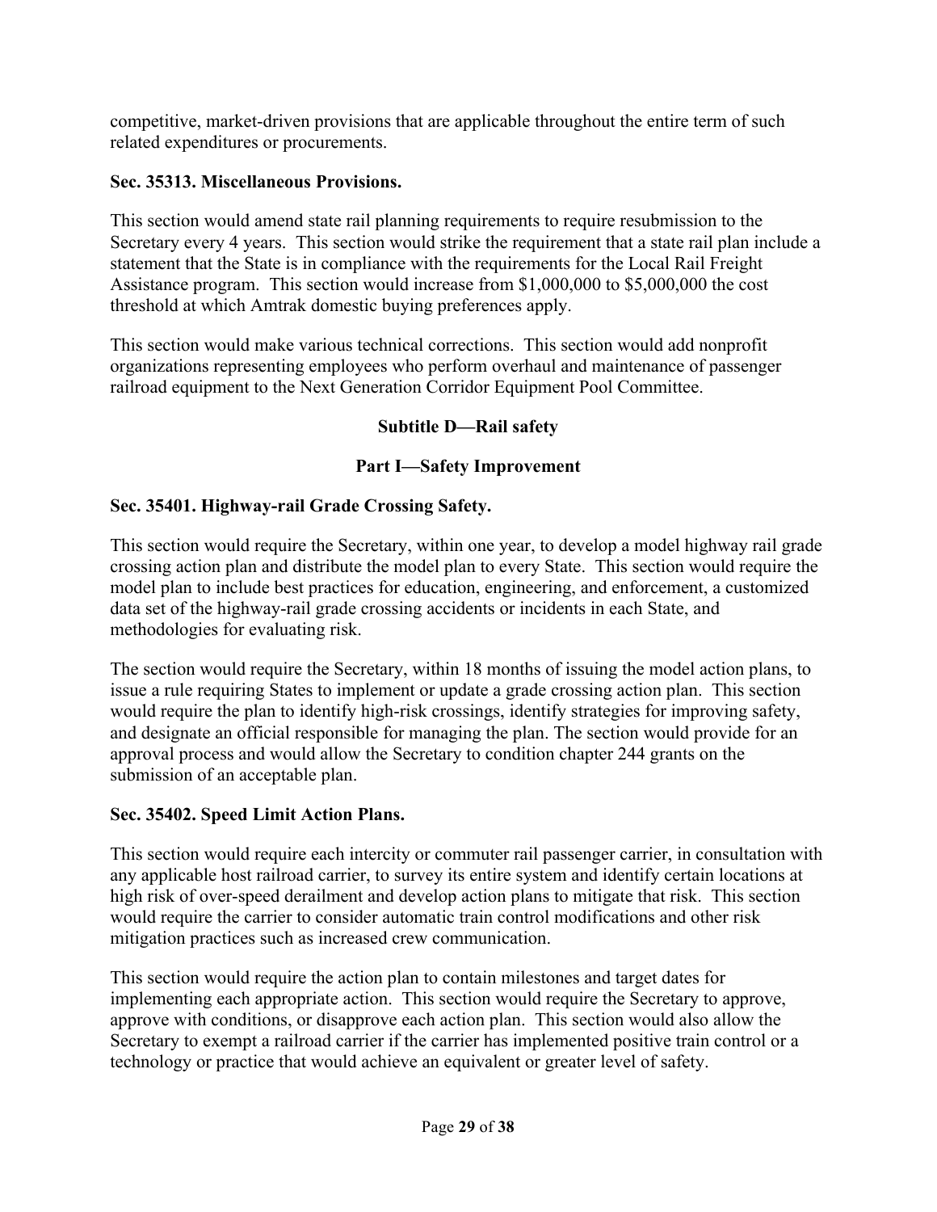competitive, market-driven provisions that are applicable throughout the entire term of such related expenditures or procurements.

**Sec. 35313. Miscellaneous Provisions.**

This section would amend state rail planning requirements to require resubmission to the Secretary every 4 years. This section would strike the requirement that a state rail plan include a statement that the State is in compliance with the requirements for the Local Rail Freight Assistance program. This section would increase from $1,000,000 to $5,000,000 the cost threshold at which Amtrak domestic buying preferences apply.

This section would make various technical corrections. This section would add nonprofit organizations representing employees who perform overhaul and maintenance of passenger railroad equipment to the Next Generation Corridor Equipment Pool Committee.

## Subtitle D—Rail safety

### Part I—Safety Improvement

**Sec. 35401. Highway-rail Grade Crossing Safety.**

This section would require the Secretary, within one year, to develop a model highway rail grade crossing action plan and distribute the model plan to every State. This section would require the model plan to include best practices for education, engineering, and enforcement, a customized data set of the highway-rail grade crossing accidents or incidents in each State, and methodologies for evaluating risk.

The section would require the Secretary, within 18 months of issuing the model action plans, to issue a rule requiring States to implement or update a grade crossing action plan. This section would require the plan to identify high-risk crossings, identify strategies for improving safety, and designate an official responsible for managing the plan. The section would provide for an approval process and would allow the Secretary to condition chapter 244 grants on the submission of an acceptable plan.

**Sec. 35402. Speed Limit Action Plans.**

This section would require each intercity or commuter rail passenger carrier, in consultation with any applicable host railroad carrier, to survey its entire system and identify certain locations at high risk of over-speed derailment and develop action plans to mitigate that risk. This section would require the carrier to consider automatic train control modifications and other risk mitigation practices such as increased crew communication.

This section would require the action plan to contain milestones and target dates for implementing each appropriate action. This section would require the Secretary to approve, approve with conditions, or disapprove each action plan. This section would also allow the Secretary to exempt a railroad carrier if the carrier has implemented positive train control or a technology or practice that would achieve an equivalent or greater level of safety.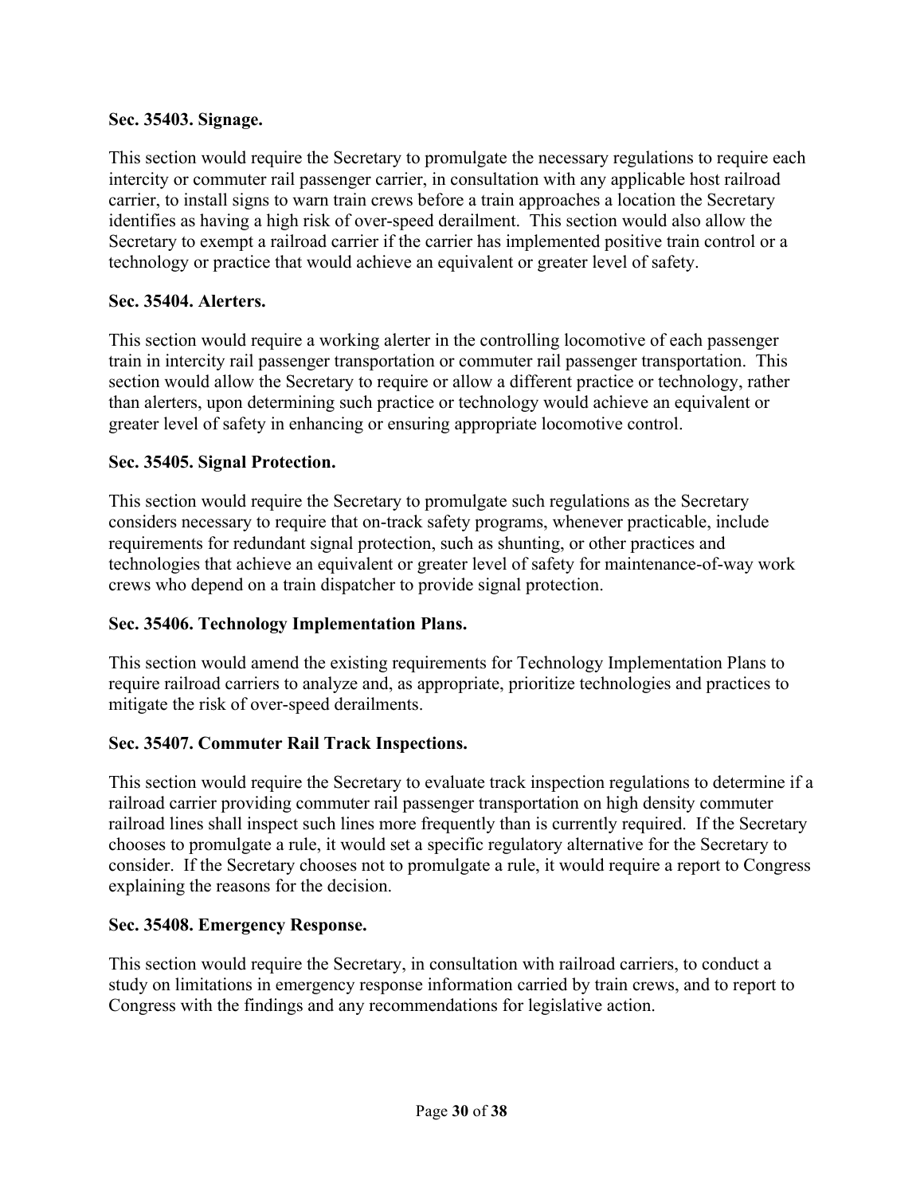**Sec. 35403. Signage.**

This section would require the Secretary to promulgate the necessary regulations to require each intercity or commuter rail passenger carrier, in consultation with any applicable host railroad carrier, to install signs to warn train crews before a train approaches a location the Secretary identifies as having a high risk of over-speed derailment. This section would also allow the Secretary to exempt a railroad carrier if the carrier has implemented positive train control or a technology or practice that would achieve an equivalent or greater level of safety.

**Sec. 35404. Alerters.**

This section would require a working alerter in the controlling locomotive of each passenger train in intercity rail passenger transportation or commuter rail passenger transportation. This section would allow the Secretary to require or allow a different practice or technology, rather than alerters, upon determining such practice or technology would achieve an equivalent or greater level of safety in enhancing or ensuring appropriate locomotive control.

**Sec. 35405. Signal Protection.**

This section would require the Secretary to promulgate such regulations as the Secretary considers necessary to require that on-track safety programs, whenever practicable, include requirements for redundant signal protection, such as shunting, or other practices and technologies that achieve an equivalent or greater level of safety for maintenance-of-way work crews who depend on a train dispatcher to provide signal protection.

**Sec. 35406. Technology Implementation Plans.**

This section would amend the existing requirements for Technology Implementation Plans to require railroad carriers to analyze and, as appropriate, prioritize technologies and practices to mitigate the risk of over-speed derailments.

**Sec. 35407. Commuter Rail Track Inspections.**

This section would require the Secretary to evaluate track inspection regulations to determine if a railroad carrier providing commuter rail passenger transportation on high density commuter railroad lines shall inspect such lines more frequently than is currently required. If the Secretary chooses to promulgate a rule, it would set a specific regulatory alternative for the Secretary to consider. If the Secretary chooses not to promulgate a rule, it would require a report to Congress explaining the reasons for the decision.

**Sec. 35408. Emergency Response.**

This section would require the Secretary, in consultation with railroad carriers, to conduct a study on limitations in emergency response information carried by train crews, and to report to Congress with the findings and any recommendations for legislative action.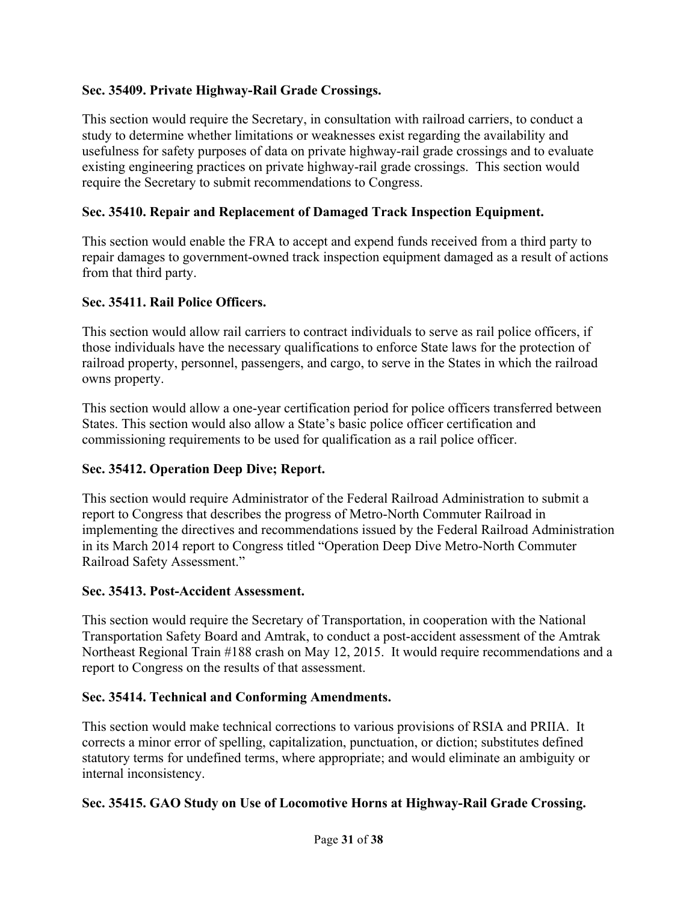**Sec. 35409. Private Highway-Rail Grade Crossings.**

This section would require the Secretary, in consultation with railroad carriers, to conduct a study to determine whether limitations or weaknesses exist regarding the availability and usefulness for safety purposes of data on private highway-rail grade crossings and to evaluate existing engineering practices on private highway-rail grade crossings. This section would require the Secretary to submit recommendations to Congress.

**Sec. 35410. Repair and Replacement of Damaged Track Inspection Equipment.**

This section would enable the FRA to accept and expend funds received from a third party to repair damages to government-owned track inspection equipment damaged as a result of actions from that third party.

**Sec. 35411. Rail Police Officers.**

This section would allow rail carriers to contract individuals to serve as rail police officers, if those individuals have the necessary qualifications to enforce State laws for the protection of railroad property, personnel, passengers, and cargo, to serve in the States in which the railroad owns property.

This section would allow a one-year certification period for police officers transferred between States. This section would also allow a State's basic police officer certification and commissioning requirements to be used for qualification as a rail police officer.

**Sec. 35412. Operation Deep Dive; Report.**

This section would require Administrator of the Federal Railroad Administration to submit a report to Congress that describes the progress of Metro-North Commuter Railroad in implementing the directives and recommendations issued by the Federal Railroad Administration in its March 2014 report to Congress titled "Operation Deep Dive Metro-North Commuter Railroad Safety Assessment."

**Sec. 35413. Post-Accident Assessment.**

This section would require the Secretary of Transportation, in cooperation with the National Transportation Safety Board and Amtrak, to conduct a post-accident assessment of the Amtrak Northeast Regional Train #188 crash on May 12, 2015. It would require recommendations and a report to Congress on the results of that assessment.

**Sec. 35414. Technical and Conforming Amendments.**

This section would make technical corrections to various provisions of RSIA and PRIIA. It corrects a minor error of spelling, capitalization, punctuation, or diction; substitutes defined statutory terms for undefined terms, where appropriate; and would eliminate an ambiguity or internal inconsistency.

**Sec. 35415. GAO Study on Use of Locomotive Horns at Highway-Rail Grade Crossing.**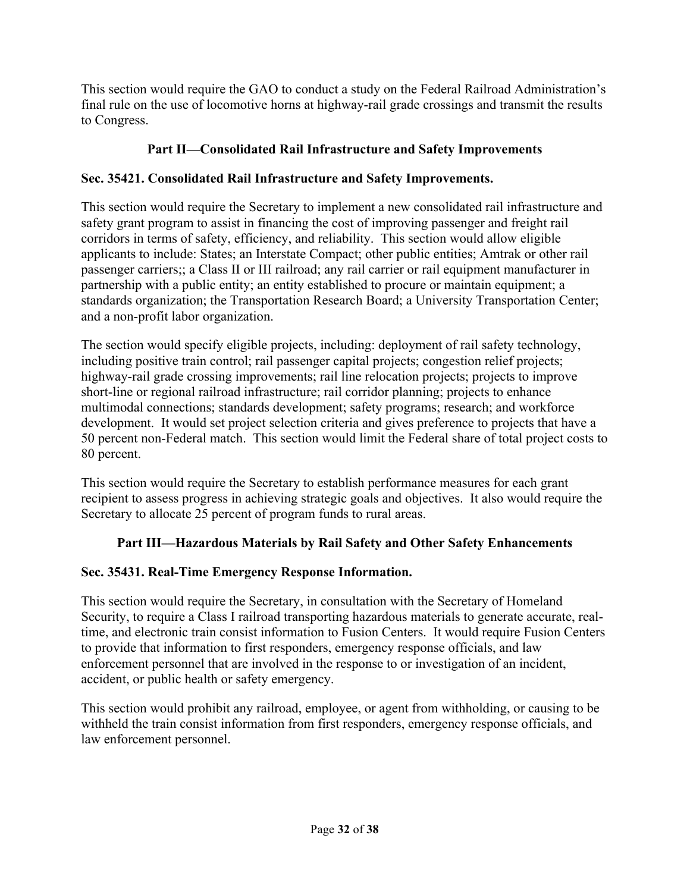This section would require the GAO to conduct a study on the Federal Railroad Administration's final rule on the use of locomotive horns at highway-rail grade crossings and transmit the results to Congress.

## Part II—Consolidated Rail Infrastructure and Safety Improvements

### Sec. 35421. Consolidated Rail Infrastructure and Safety Improvements.

This section would require the Secretary to implement a new consolidated rail infrastructure and safety grant program to assist in financing the cost of improving passenger and freight rail corridors in terms of safety, efficiency, and reliability. This section would allow eligible applicants to include: States; an Interstate Compact; other public entities; Amtrak or other rail passenger carriers;; a Class II or III railroad; any rail carrier or rail equipment manufacturer in partnership with a public entity; an entity established to procure or maintain equipment; a standards organization; the Transportation Research Board; a University Transportation Center; and a non-profit labor organization.

The section would specify eligible projects, including: deployment of rail safety technology, including positive train control; rail passenger capital projects; congestion relief projects; highway-rail grade crossing improvements; rail line relocation projects; projects to improve short-line or regional railroad infrastructure; rail corridor planning; projects to enhance multimodal connections; standards development; safety programs; research; and workforce development. It would set project selection criteria and gives preference to projects that have a 50 percent non-Federal match. This section would limit the Federal share of total project costs to 80 percent.

This section would require the Secretary to establish performance measures for each grant recipient to assess progress in achieving strategic goals and objectives. It also would require the Secretary to allocate 25 percent of program funds to rural areas.

## Part III—Hazardous Materials by Rail Safety and Other Safety Enhancements

### Sec. 35431. Real-Time Emergency Response Information.

This section would require the Secretary, in consultation with the Secretary of Homeland Security, to require a Class I railroad transporting hazardous materials to generate accurate, real-time, and electronic train consist information to Fusion Centers. It would require Fusion Centers to provide that information to first responders, emergency response officials, and law enforcement personnel that are involved in the response to or investigation of an incident, accident, or public health or safety emergency.

This section would prohibit any railroad, employee, or agent from withholding, or causing to be withheld the train consist information from first responders, emergency response officials, and law enforcement personnel.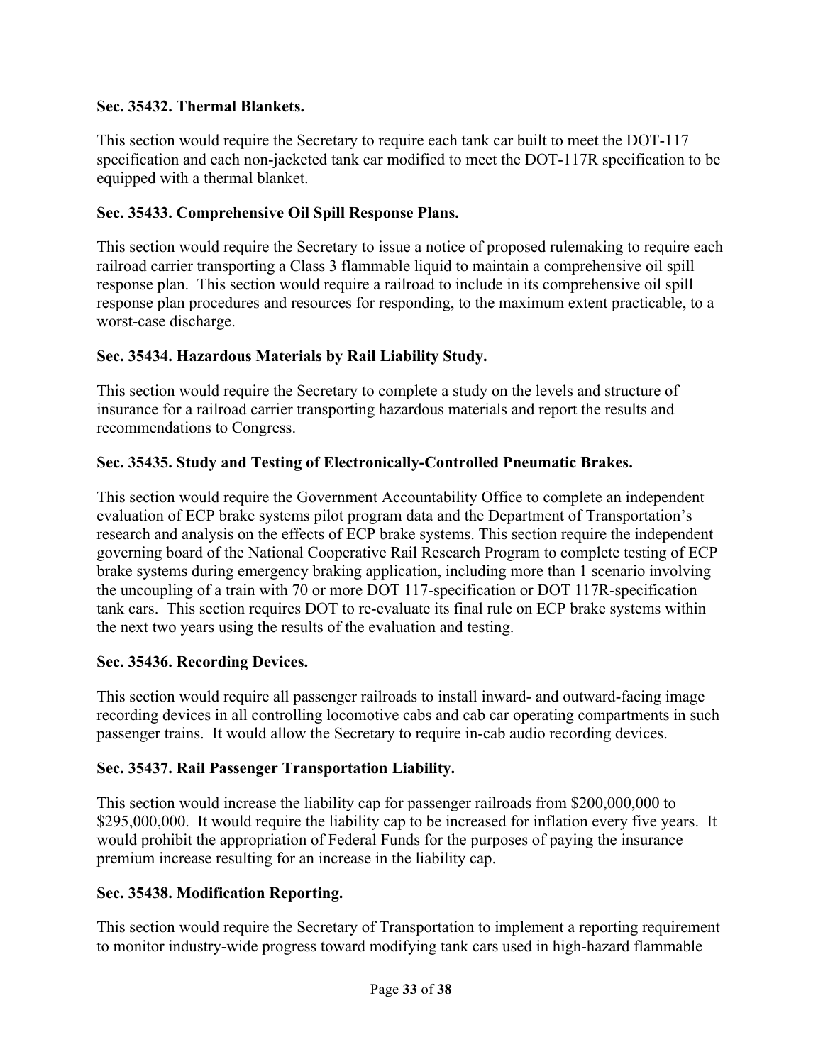**Sec. 35432. Thermal Blankets.**

This section would require the Secretary to require each tank car built to meet the DOT-117 specification and each non-jacketed tank car modified to meet the DOT-117R specification to be equipped with a thermal blanket.

**Sec. 35433. Comprehensive Oil Spill Response Plans.**

This section would require the Secretary to issue a notice of proposed rulemaking to require each railroad carrier transporting a Class 3 flammable liquid to maintain a comprehensive oil spill response plan. This section would require a railroad to include in its comprehensive oil spill response plan procedures and resources for responding, to the maximum extent practicable, to a worst-case discharge.

**Sec. 35434. Hazardous Materials by Rail Liability Study.**

This section would require the Secretary to complete a study on the levels and structure of insurance for a railroad carrier transporting hazardous materials and report the results and recommendations to Congress.

**Sec. 35435. Study and Testing of Electronically-Controlled Pneumatic Brakes.**

This section would require the Government Accountability Office to complete an independent evaluation of ECP brake systems pilot program data and the Department of Transportation's research and analysis on the effects of ECP brake systems. This section require the independent governing board of the National Cooperative Rail Research Program to complete testing of ECP brake systems during emergency braking application, including more than 1 scenario involving the uncoupling of a train with 70 or more DOT 117-specification or DOT 117R-specification tank cars. This section requires DOT to re-evaluate its final rule on ECP brake systems within the next two years using the results of the evaluation and testing.

**Sec. 35436. Recording Devices.**

This section would require all passenger railroads to install inward- and outward-facing image recording devices in all controlling locomotive cabs and cab car operating compartments in such passenger trains. It would allow the Secretary to require in-cab audio recording devices.

**Sec. 35437. Rail Passenger Transportation Liability.**

This section would increase the liability cap for passenger railroads from $200,000,000 to $295,000,000. It would require the liability cap to be increased for inflation every five years. It would prohibit the appropriation of Federal Funds for the purposes of paying the insurance premium increase resulting for an increase in the liability cap.

**Sec. 35438. Modification Reporting.**

This section would require the Secretary of Transportation to implement a reporting requirement to monitor industry-wide progress toward modifying tank cars used in high-hazard flammable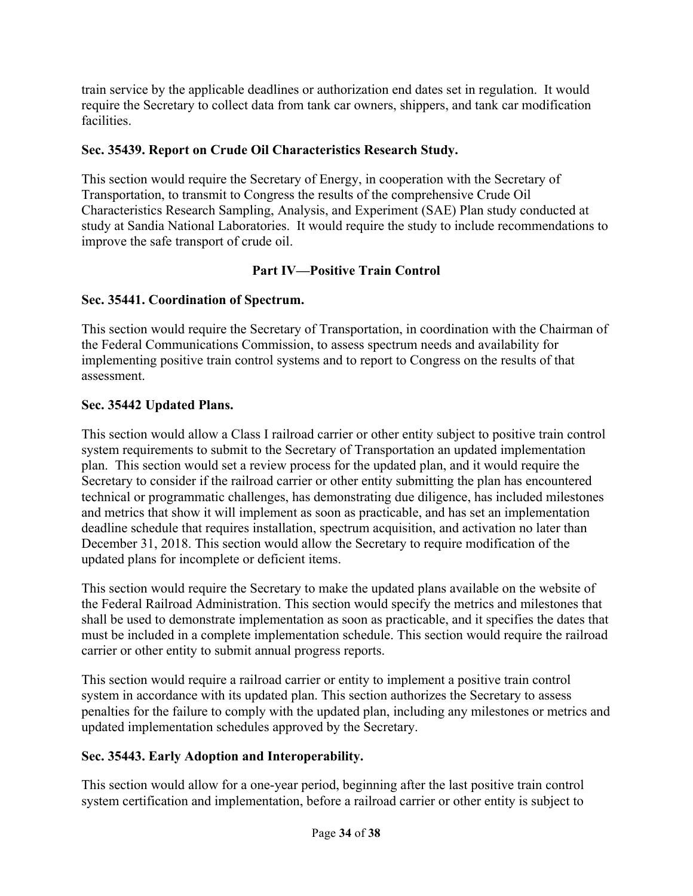train service by the applicable deadlines or authorization end dates set in regulation. It would require the Secretary to collect data from tank car owners, shippers, and tank car modification facilities.

**Sec. 35439. Report on Crude Oil Characteristics Research Study.**

This section would require the Secretary of Energy, in cooperation with the Secretary of Transportation, to transmit to Congress the results of the comprehensive Crude Oil Characteristics Research Sampling, Analysis, and Experiment (SAE) Plan study conducted at study at Sandia National Laboratories. It would require the study to include recommendations to improve the safe transport of crude oil.

**Part IV—Positive Train Control**

**Sec. 35441. Coordination of Spectrum.**

This section would require the Secretary of Transportation, in coordination with the Chairman of the Federal Communications Commission, to assess spectrum needs and availability for implementing positive train control systems and to report to Congress on the results of that assessment.

**Sec. 35442 Updated Plans.**

This section would allow a Class I railroad carrier or other entity subject to positive train control system requirements to submit to the Secretary of Transportation an updated implementation plan. This section would set a review process for the updated plan, and it would require the Secretary to consider if the railroad carrier or other entity submitting the plan has encountered technical or programmatic challenges, has demonstrating due diligence, has included milestones and metrics that show it will implement as soon as practicable, and has set an implementation deadline schedule that requires installation, spectrum acquisition, and activation no later than December 31, 2018. This section would allow the Secretary to require modification of the updated plans for incomplete or deficient items.

This section would require the Secretary to make the updated plans available on the website of the Federal Railroad Administration. This section would specify the metrics and milestones that shall be used to demonstrate implementation as soon as practicable, and it specifies the dates that must be included in a complete implementation schedule. This section would require the railroad carrier or other entity to submit annual progress reports.

This section would require a railroad carrier or entity to implement a positive train control system in accordance with its updated plan. This section authorizes the Secretary to assess penalties for the failure to comply with the updated plan, including any milestones or metrics and updated implementation schedules approved by the Secretary.

**Sec. 35443. Early Adoption and Interoperability.**

This section would allow for a one-year period, beginning after the last positive train control system certification and implementation, before a railroad carrier or other entity is subject to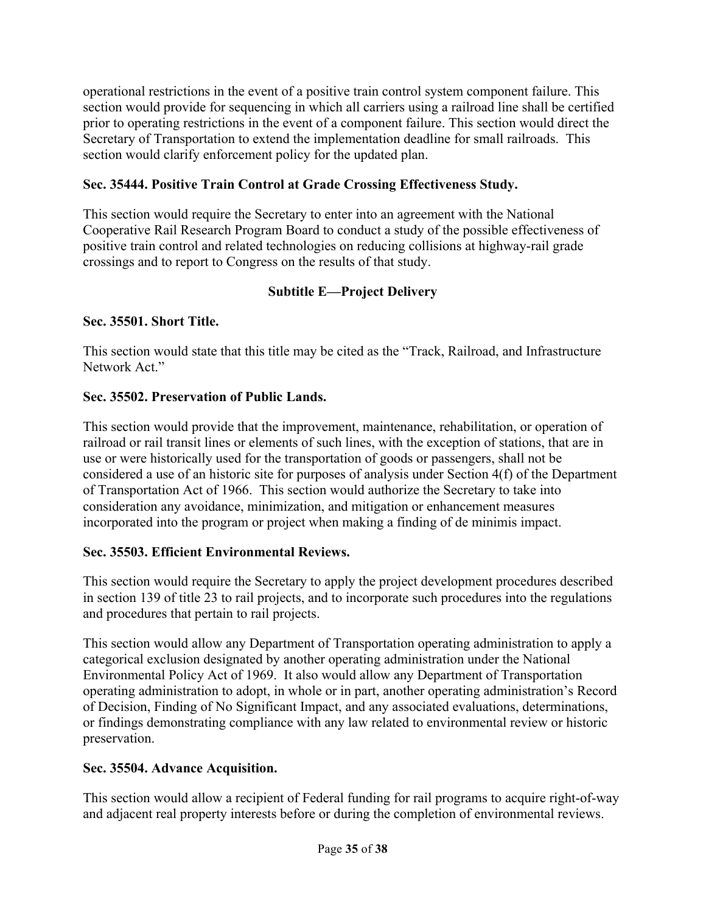operational restrictions in the event of a positive train control system component failure. This section would provide for sequencing in which all carriers using a railroad line shall be certified prior to operating restrictions in the event of a component failure. This section would direct the Secretary of Transportation to extend the implementation deadline for small railroads. This section would clarify enforcement policy for the updated plan.

**Sec. 35444. Positive Train Control at Grade Crossing Effectiveness Study.**

This section would require the Secretary to enter into an agreement with the National Cooperative Rail Research Program Board to conduct a study of the possible effectiveness of positive train control and related technologies on reducing collisions at highway-rail grade crossings and to report to Congress on the results of that study.

## Subtitle E—Project Delivery

**Sec. 35501. Short Title.**

This section would state that this title may be cited as the "Track, Railroad, and Infrastructure Network Act."

**Sec. 35502. Preservation of Public Lands.**

This section would provide that the improvement, maintenance, rehabilitation, or operation of railroad or rail transit lines or elements of such lines, with the exception of stations, that are in use or were historically used for the transportation of goods or passengers, shall not be considered a use of an historic site for purposes of analysis under Section 4(f) of the Department of Transportation Act of 1966. This section would authorize the Secretary to take into consideration any avoidance, minimization, and mitigation or enhancement measures incorporated into the program or project when making a finding of de minimis impact.

**Sec. 35503. Efficient Environmental Reviews.**

This section would require the Secretary to apply the project development procedures described in section 139 of title 23 to rail projects, and to incorporate such procedures into the regulations and procedures that pertain to rail projects.

This section would allow any Department of Transportation operating administration to apply a categorical exclusion designated by another operating administration under the National Environmental Policy Act of 1969. It also would allow any Department of Transportation operating administration to adopt, in whole or in part, another operating administration's Record of Decision, Finding of No Significant Impact, and any associated evaluations, determinations, or findings demonstrating compliance with any law related to environmental review or historic preservation.

**Sec. 35504. Advance Acquisition.**

This section would allow a recipient of Federal funding for rail programs to acquire right-of-way and adjacent real property interests before or during the completion of environmental reviews.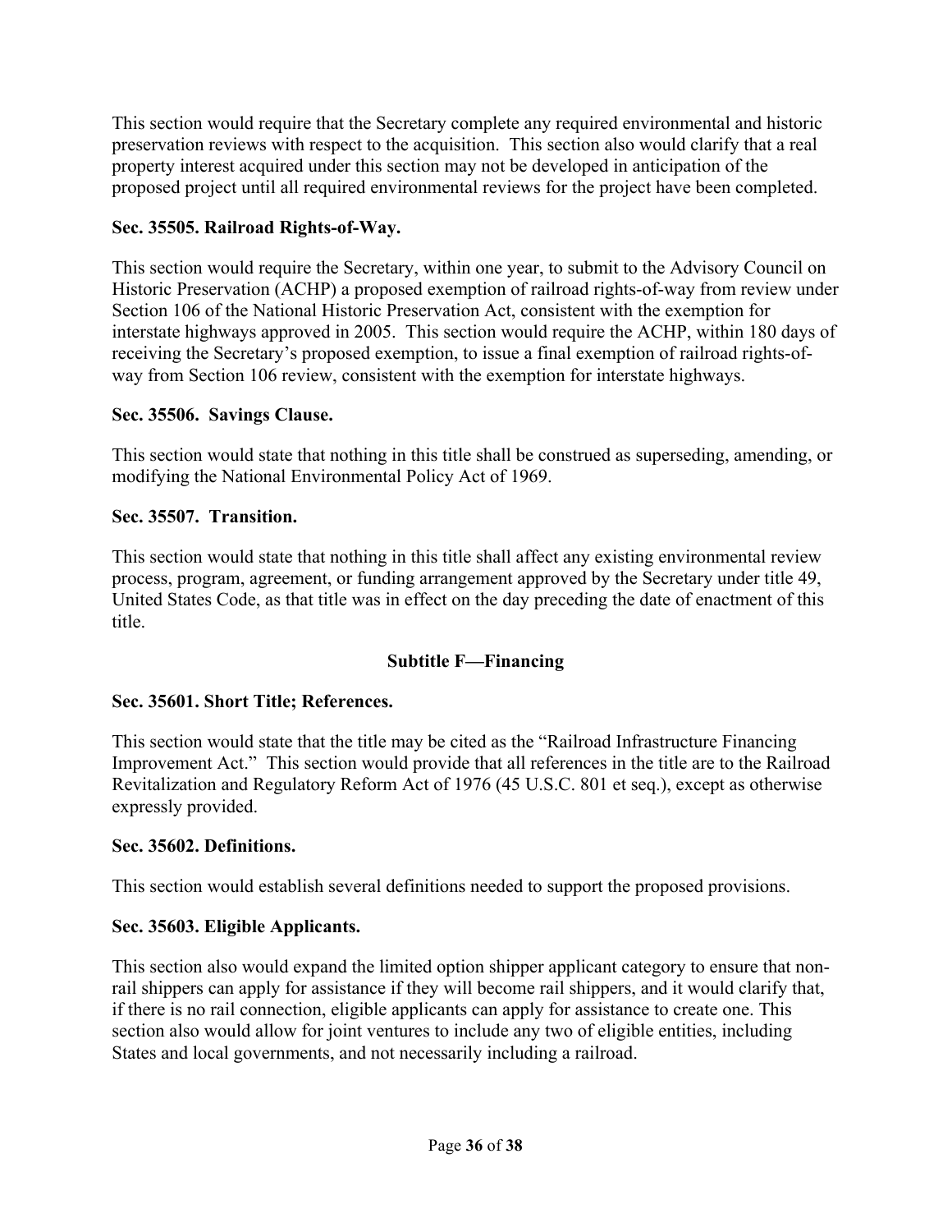This section would require that the Secretary complete any required environmental and historic preservation reviews with respect to the acquisition. This section also would clarify that a real property interest acquired under this section may not be developed in anticipation of the proposed project until all required environmental reviews for the project have been completed.

**Sec. 35505. Railroad Rights-of-Way.**

This section would require the Secretary, within one year, to submit to the Advisory Council on Historic Preservation (ACHP) a proposed exemption of railroad rights-of-way from review under Section 106 of the National Historic Preservation Act, consistent with the exemption for interstate highways approved in 2005. This section would require the ACHP, within 180 days of receiving the Secretary's proposed exemption, to issue a final exemption of railroad rights-of-way from Section 106 review, consistent with the exemption for interstate highways.

**Sec. 35506. Savings Clause.**

This section would state that nothing in this title shall be construed as superseding, amending, or modifying the National Environmental Policy Act of 1969.

**Sec. 35507. Transition.**

This section would state that nothing in this title shall affect any existing environmental review process, program, agreement, or funding arrangement approved by the Secretary under title 49, United States Code, as that title was in effect on the day preceding the date of enactment of this title.

## Subtitle F—Financing

**Sec. 35601. Short Title; References.**

This section would state that the title may be cited as the "Railroad Infrastructure Financing Improvement Act." This section would provide that all references in the title are to the Railroad Revitalization and Regulatory Reform Act of 1976 (45 U.S.C. 801 et seq.), except as otherwise expressly provided.

**Sec. 35602. Definitions.**

This section would establish several definitions needed to support the proposed provisions.

**Sec. 35603. Eligible Applicants.**

This section also would expand the limited option shipper applicant category to ensure that non-rail shippers can apply for assistance if they will become rail shippers, and it would clarify that, if there is no rail connection, eligible applicants can apply for assistance to create one. This section also would allow for joint ventures to include any two of eligible entities, including States and local governments, and not necessarily including a railroad.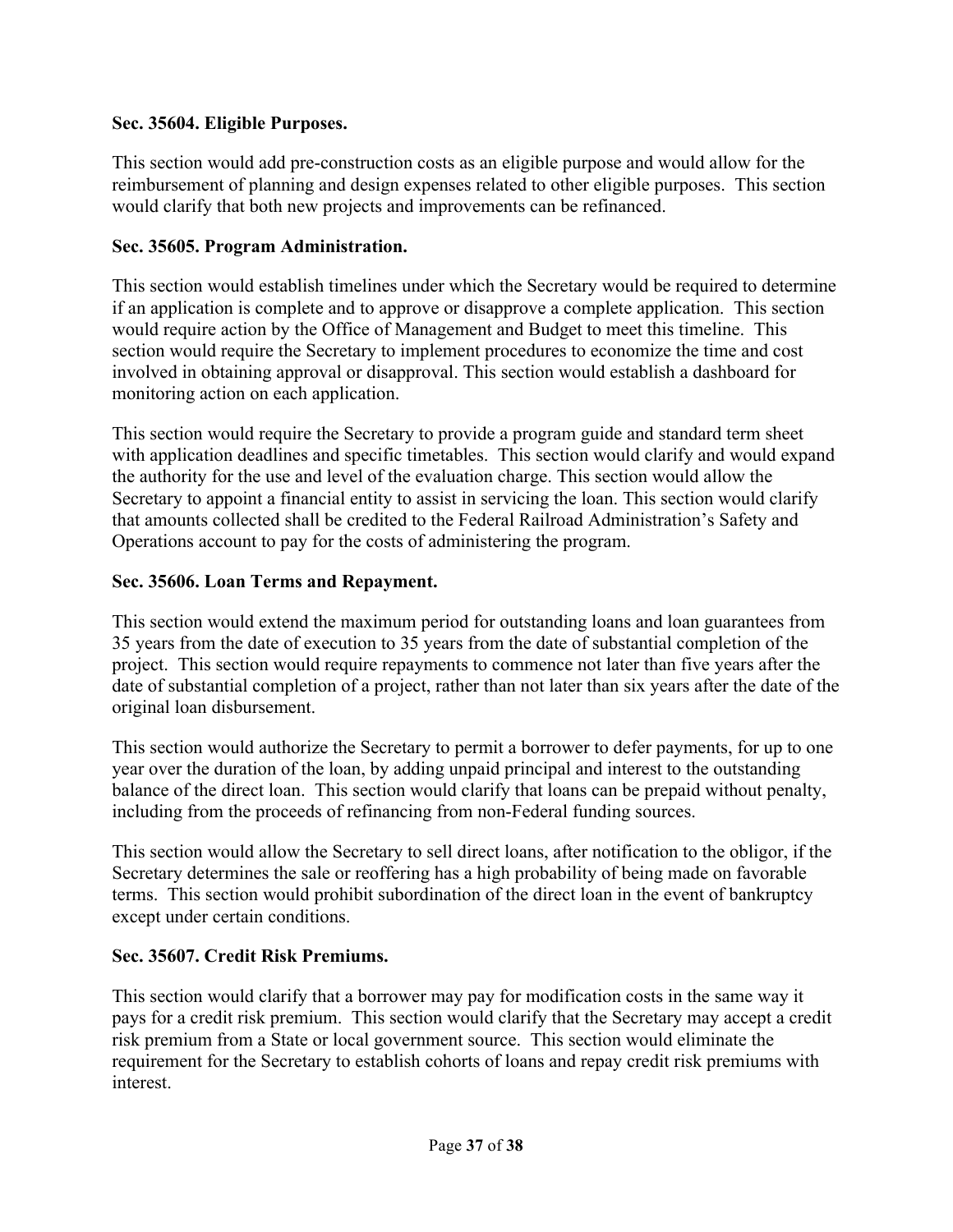**Sec. 35604. Eligible Purposes.**

This section would add pre-construction costs as an eligible purpose and would allow for the reimbursement of planning and design expenses related to other eligible purposes. This section would clarify that both new projects and improvements can be refinanced.

**Sec. 35605. Program Administration.**

This section would establish timelines under which the Secretary would be required to determine if an application is complete and to approve or disapprove a complete application. This section would require action by the Office of Management and Budget to meet this timeline. This section would require the Secretary to implement procedures to economize the time and cost involved in obtaining approval or disapproval. This section would establish a dashboard for monitoring action on each application.

This section would require the Secretary to provide a program guide and standard term sheet with application deadlines and specific timetables. This section would clarify and would expand the authority for the use and level of the evaluation charge. This section would allow the Secretary to appoint a financial entity to assist in servicing the loan. This section would clarify that amounts collected shall be credited to the Federal Railroad Administration's Safety and Operations account to pay for the costs of administering the program.

**Sec. 35606. Loan Terms and Repayment.**

This section would extend the maximum period for outstanding loans and loan guarantees from 35 years from the date of execution to 35 years from the date of substantial completion of the project. This section would require repayments to commence not later than five years after the date of substantial completion of a project, rather than not later than six years after the date of the original loan disbursement.

This section would authorize the Secretary to permit a borrower to defer payments, for up to one year over the duration of the loan, by adding unpaid principal and interest to the outstanding balance of the direct loan. This section would clarify that loans can be prepaid without penalty, including from the proceeds of refinancing from non-Federal funding sources.

This section would allow the Secretary to sell direct loans, after notification to the obligor, if the Secretary determines the sale or reoffering has a high probability of being made on favorable terms. This section would prohibit subordination of the direct loan in the event of bankruptcy except under certain conditions.

**Sec. 35607. Credit Risk Premiums.**

This section would clarify that a borrower may pay for modification costs in the same way it pays for a credit risk premium. This section would clarify that the Secretary may accept a credit risk premium from a State or local government source. This section would eliminate the requirement for the Secretary to establish cohorts of loans and repay credit risk premiums with interest.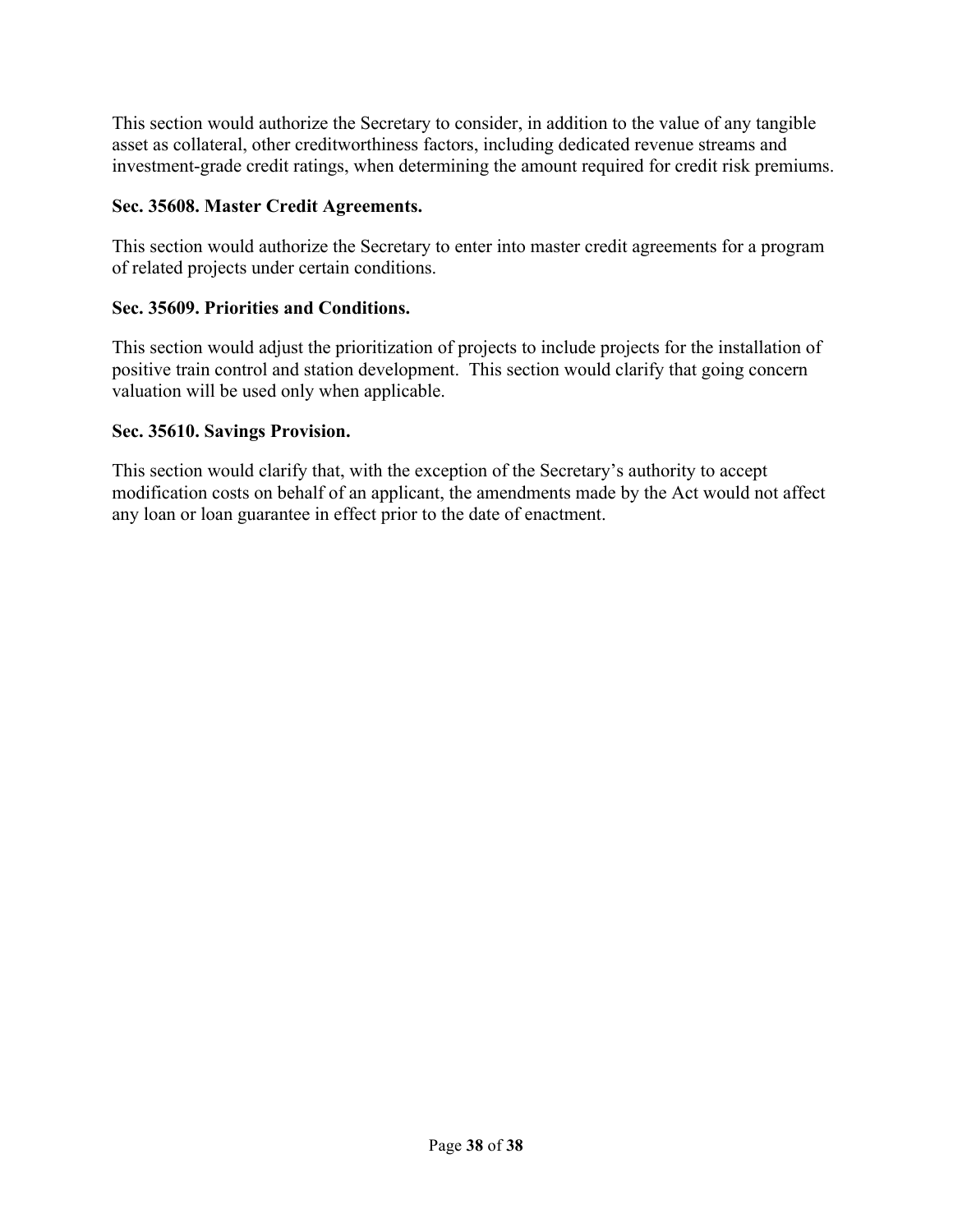This section would authorize the Secretary to consider, in addition to the value of any tangible asset as collateral, other creditworthiness factors, including dedicated revenue streams and investment-grade credit ratings, when determining the amount required for credit risk premiums.

**Sec. 35608. Master Credit Agreements.**

This section would authorize the Secretary to enter into master credit agreements for a program of related projects under certain conditions.

**Sec. 35609. Priorities and Conditions.**

This section would adjust the prioritization of projects to include projects for the installation of positive train control and station development. This section would clarify that going concern valuation will be used only when applicable.

**Sec. 35610. Savings Provision.**

This section would clarify that, with the exception of the Secretary's authority to accept modification costs on behalf of an applicant, the amendments made by the Act would not affect any loan or loan guarantee in effect prior to the date of enactment.